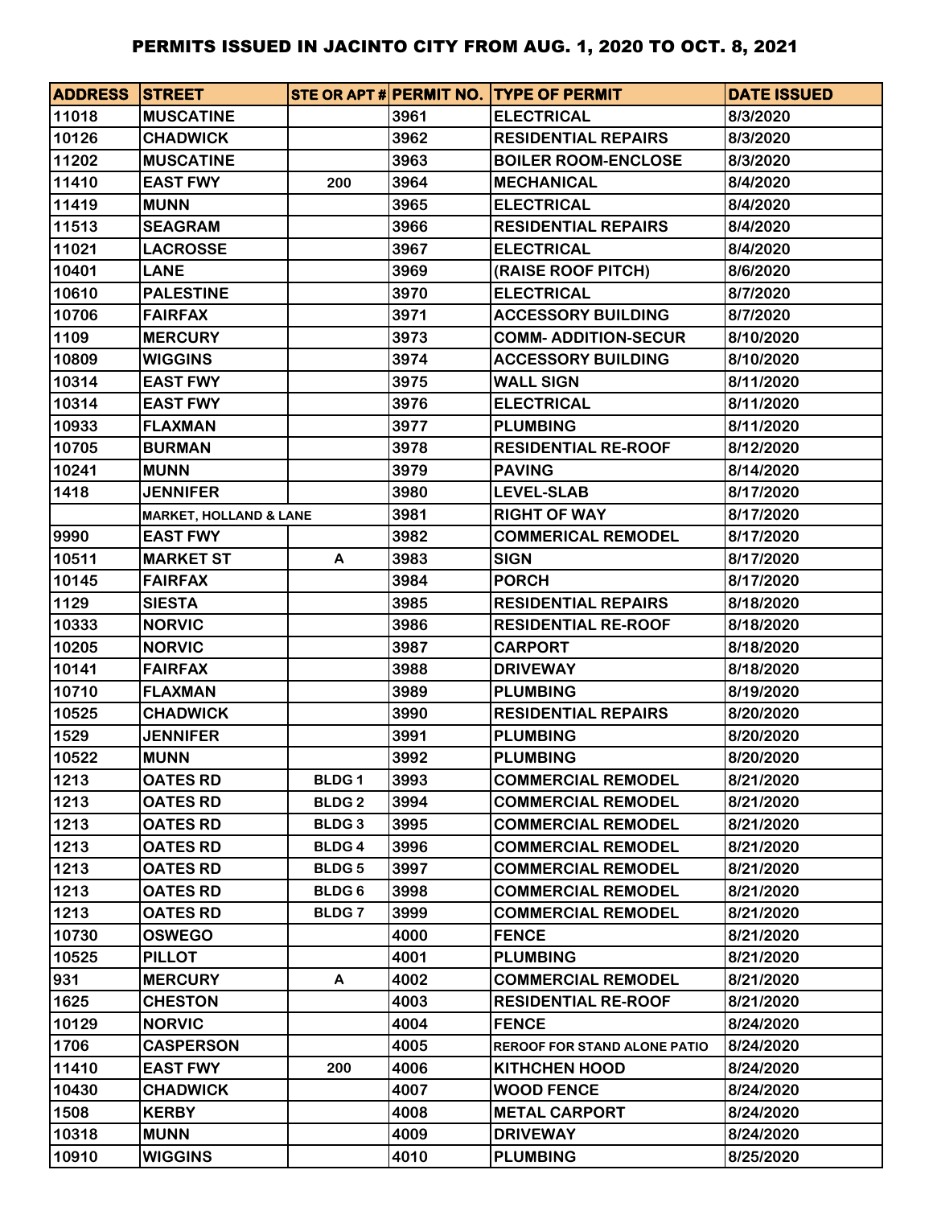# PERMITS ISSUED IN JACINTO CITY FROM AUG. 1, 2020 TO OCT. 8, 2021

| ADDRESS | STREET | STE OR APT # | PERMIT NO. | TYPE OF PERMIT | DATE ISSUED |
|---|---|---|---|---|---|
| 11018 | MUSCATINE | | 3961 | ELECTRICAL | 8/3/2020 |
| 10126 | CHADWICK | | 3962 | RESIDENTIAL REPAIRS | 8/3/2020 |
| 11202 | MUSCATINE | | 3963 | BOILER ROOM-ENCLOSE | 8/3/2020 |
| 11410 | EAST FWY | 200 | 3964 | MECHANICAL | 8/4/2020 |
| 11419 | MUNN | | 3965 | ELECTRICAL | 8/4/2020 |
| 11513 | SEAGRAM | | 3966 | RESIDENTIAL REPAIRS | 8/4/2020 |
| 11021 | LACROSSE | | 3967 | ELECTRICAL | 8/4/2020 |
| 10401 | LANE | | 3969 | (RAISE ROOF PITCH) | 8/6/2020 |
| 10610 | PALESTINE | | 3970 | ELECTRICAL | 8/7/2020 |
| 10706 | FAIRFAX | | 3971 | ACCESSORY BUILDING | 8/7/2020 |
| 1109 | MERCURY | | 3973 | COMM- ADDITION-SECUR | 8/10/2020 |
| 10809 | WIGGINS | | 3974 | ACCESSORY BUILDING | 8/10/2020 |
| 10314 | EAST FWY | | 3975 | WALL SIGN | 8/11/2020 |
| 10314 | EAST FWY | | 3976 | ELECTRICAL | 8/11/2020 |
| 10933 | FLAXMAN | | 3977 | PLUMBING | 8/11/2020 |
| 10705 | BURMAN | | 3978 | RESIDENTIAL RE-ROOF | 8/12/2020 |
| 10241 | MUNN | | 3979 | PAVING | 8/14/2020 |
| 1418 | JENNIFER | | 3980 | LEVEL-SLAB | 8/17/2020 |
| | MARKET, HOLLAND & LANE | | 3981 | RIGHT OF WAY | 8/17/2020 |
| 9990 | EAST FWY | | 3982 | COMMERICAL REMODEL | 8/17/2020 |
| 10511 | MARKET ST | A | 3983 | SIGN | 8/17/2020 |
| 10145 | FAIRFAX | | 3984 | PORCH | 8/17/2020 |
| 1129 | SIESTA | | 3985 | RESIDENTIAL REPAIRS | 8/18/2020 |
| 10333 | NORVIC | | 3986 | RESIDENTIAL RE-ROOF | 8/18/2020 |
| 10205 | NORVIC | | 3987 | CARPORT | 8/18/2020 |
| 10141 | FAIRFAX | | 3988 | DRIVEWAY | 8/18/2020 |
| 10710 | FLAXMAN | | 3989 | PLUMBING | 8/19/2020 |
| 10525 | CHADWICK | | 3990 | RESIDENTIAL REPAIRS | 8/20/2020 |
| 1529 | JENNIFER | | 3991 | PLUMBING | 8/20/2020 |
| 10522 | MUNN | | 3992 | PLUMBING | 8/20/2020 |
| 1213 | OATES RD | BLDG 1 | 3993 | COMMERCIAL REMODEL | 8/21/2020 |
| 1213 | OATES RD | BLDG 2 | 3994 | COMMERCIAL REMODEL | 8/21/2020 |
| 1213 | OATES RD | BLDG 3 | 3995 | COMMERCIAL REMODEL | 8/21/2020 |
| 1213 | OATES RD | BLDG 4 | 3996 | COMMERCIAL REMODEL | 8/21/2020 |
| 1213 | OATES RD | BLDG 5 | 3997 | COMMERCIAL REMODEL | 8/21/2020 |
| 1213 | OATES RD | BLDG 6 | 3998 | COMMERCIAL REMODEL | 8/21/2020 |
| 1213 | OATES RD | BLDG 7 | 3999 | COMMERCIAL REMODEL | 8/21/2020 |
| 10730 | OSWEGO | | 4000 | FENCE | 8/21/2020 |
| 10525 | PILLOT | | 4001 | PLUMBING | 8/21/2020 |
| 931 | MERCURY | A | 4002 | COMMERCIAL REMODEL | 8/21/2020 |
| 1625 | CHESTON | | 4003 | RESIDENTIAL RE-ROOF | 8/21/2020 |
| 10129 | NORVIC | | 4004 | FENCE | 8/24/2020 |
| 1706 | CASPERSON | | 4005 | REROOF FOR STAND ALONE PATIO | 8/24/2020 |
| 11410 | EAST FWY | 200 | 4006 | KITHCHEN HOOD | 8/24/2020 |
| 10430 | CHADWICK | | 4007 | WOOD FENCE | 8/24/2020 |
| 1508 | KERBY | | 4008 | METAL CARPORT | 8/24/2020 |
| 10318 | MUNN | | 4009 | DRIVEWAY | 8/24/2020 |
| 10910 | WIGGINS | | 4010 | PLUMBING | 8/25/2020 |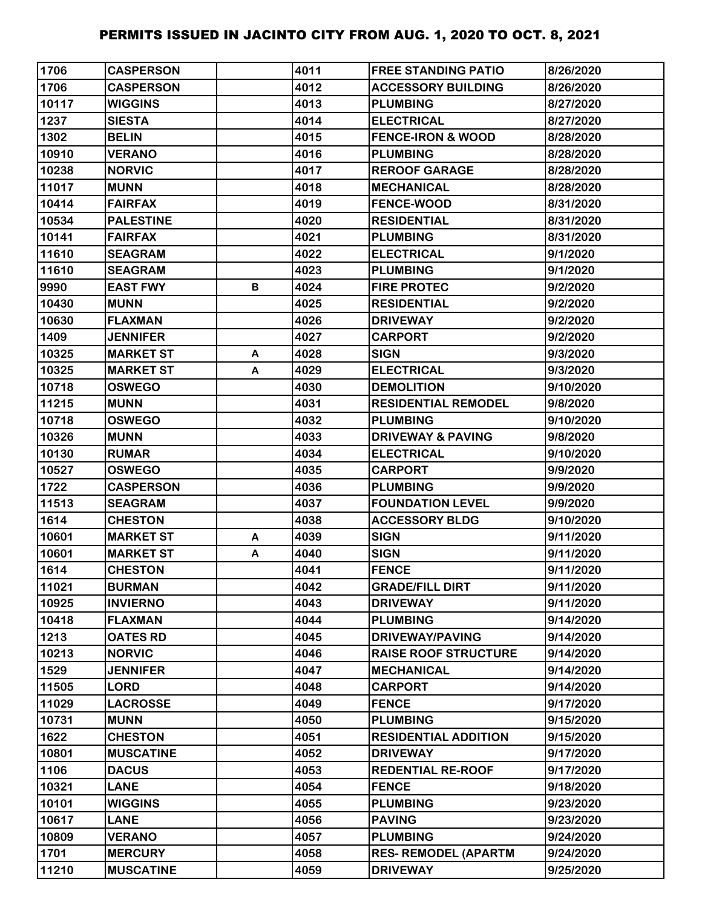| 1706 | CASPERSON | | 4011 | FREE STANDING PATIO | 8/26/2020 |
|---|---|---|---|---|---|
| 1706 | CASPERSON | | 4012 | ACCESSORY BUILDING | 8/26/2020 |
| 10117 | WIGGINS | | 4013 | PLUMBING | 8/27/2020 |
| 1237 | SIESTA | | 4014 | ELECTRICAL | 8/27/2020 |
| 1302 | BELIN | | 4015 | FENCE-IRON & WOOD | 8/28/2020 |
| 10910 | VERANO | | 4016 | PLUMBING | 8/28/2020 |
| 10238 | NORVIC | | 4017 | REROOF GARAGE | 8/28/2020 |
| 11017 | MUNN | | 4018 | MECHANICAL | 8/28/2020 |
| 10414 | FAIRFAX | | 4019 | FENCE-WOOD | 8/31/2020 |
| 10534 | PALESTINE | | 4020 | RESIDENTIAL | 8/31/2020 |
| 10141 | FAIRFAX | | 4021 | PLUMBING | 8/31/2020 |
| 11610 | SEAGRAM | | 4022 | ELECTRICAL | 9/1/2020 |
| 11610 | SEAGRAM | | 4023 | PLUMBING | 9/1/2020 |
| 9990 | EAST FWY | B | 4024 | FIRE PROTEC | 9/2/2020 |
| 10430 | MUNN | | 4025 | RESIDENTIAL | 9/2/2020 |
| 10630 | FLAXMAN | | 4026 | DRIVEWAY | 9/2/2020 |
| 1409 | JENNIFER | | 4027 | CARPORT | 9/2/2020 |
| 10325 | MARKET ST | A | 4028 | SIGN | 9/3/2020 |
| 10325 | MARKET ST | A | 4029 | ELECTRICAL | 9/3/2020 |
| 10718 | OSWEGO | | 4030 | DEMOLITION | 9/10/2020 |
| 11215 | MUNN | | 4031 | RESIDENTIAL REMODEL | 9/8/2020 |
| 10718 | OSWEGO | | 4032 | PLUMBING | 9/10/2020 |
| 10326 | MUNN | | 4033 | DRIVEWAY & PAVING | 9/8/2020 |
| 10130 | RUMAR | | 4034 | ELECTRICAL | 9/10/2020 |
| 10527 | OSWEGO | | 4035 | CARPORT | 9/9/2020 |
| 1722 | CASPERSON | | 4036 | PLUMBING | 9/9/2020 |
| 11513 | SEAGRAM | | 4037 | FOUNDATION LEVEL | 9/9/2020 |
| 1614 | CHESTON | | 4038 | ACCESSORY BLDG | 9/10/2020 |
| 10601 | MARKET ST | A | 4039 | SIGN | 9/11/2020 |
| 10601 | MARKET ST | A | 4040 | SIGN | 9/11/2020 |
| 1614 | CHESTON | | 4041 | FENCE | 9/11/2020 |
| 11021 | BURMAN | | 4042 | GRADE/FILL DIRT | 9/11/2020 |
| 10925 | INVIERNO | | 4043 | DRIVEWAY | 9/11/2020 |
| 10418 | FLAXMAN | | 4044 | PLUMBING | 9/14/2020 |
| 1213 | OATES RD | | 4045 | DRIVEWAY/PAVING | 9/14/2020 |
| 10213 | NORVIC | | 4046 | RAISE ROOF STRUCTURE | 9/14/2020 |
| 1529 | JENNIFER | | 4047 | MECHANICAL | 9/14/2020 |
| 11505 | LORD | | 4048 | CARPORT | 9/14/2020 |
| 11029 | LACROSSE | | 4049 | FENCE | 9/17/2020 |
| 10731 | MUNN | | 4050 | PLUMBING | 9/15/2020 |
| 1622 | CHESTON | | 4051 | RESIDENTIAL ADDITION | 9/15/2020 |
| 10801 | MUSCATINE | | 4052 | DRIVEWAY | 9/17/2020 |
| 1106 | DACUS | | 4053 | REDENTIAL RE-ROOF | 9/17/2020 |
| 10321 | LANE | | 4054 | FENCE | 9/18/2020 |
| 10101 | WIGGINS | | 4055 | PLUMBING | 9/23/2020 |
| 10617 | LANE | | 4056 | PAVING | 9/23/2020 |
| 10809 | VERANO | | 4057 | PLUMBING | 9/24/2020 |
| 1701 | MERCURY | | 4058 | RES- REMODEL (APARTM | 9/24/2020 |
| 11210 | MUSCATINE | | 4059 | DRIVEWAY | 9/25/2020 |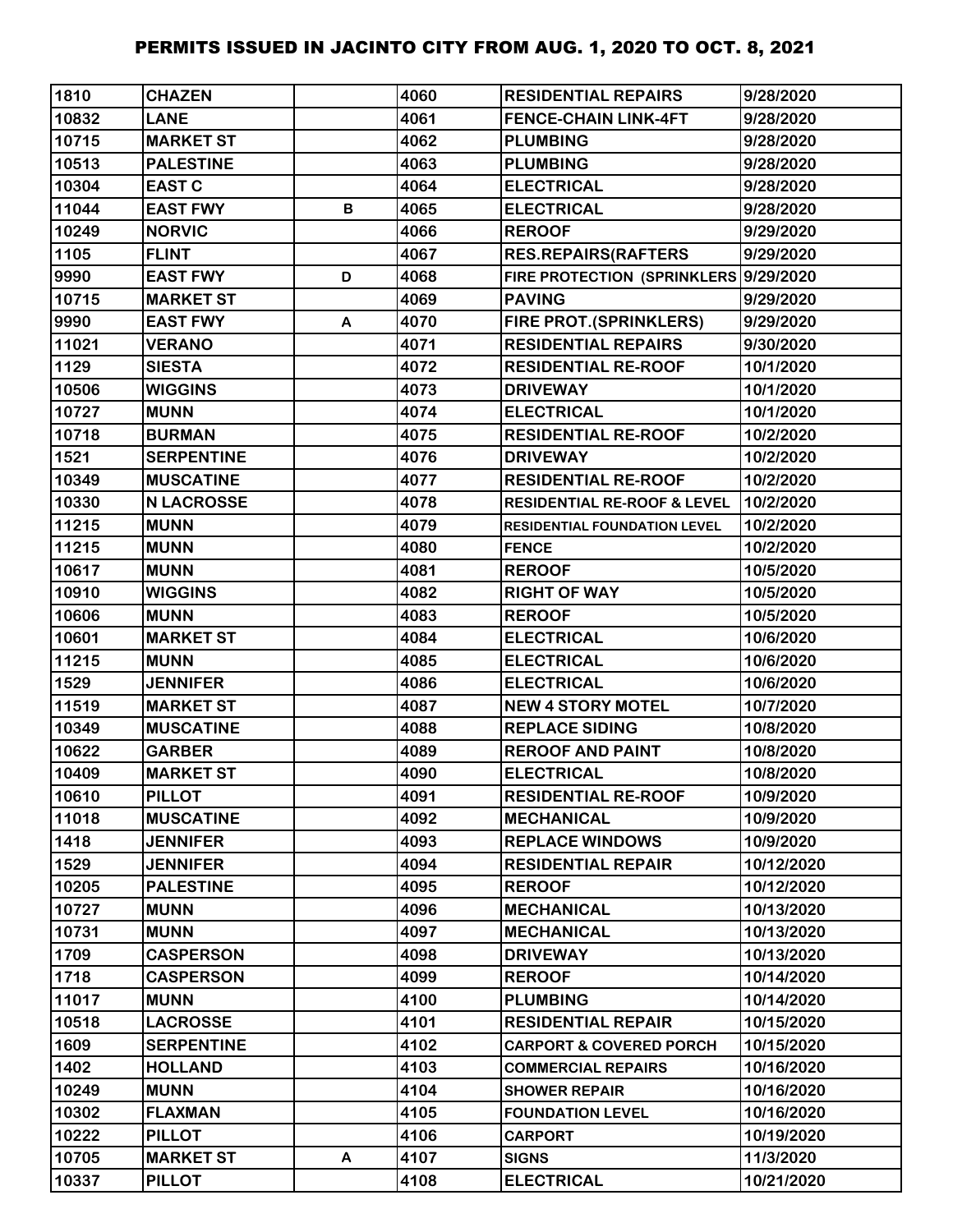# PERMITS ISSUED IN JACINTO CITY FROM AUG. 1, 2020 TO OCT. 8, 2021

| | | | | | |
|---|---|---|---|---|---|
| 1810 | CHAZEN | | 4060 | RESIDENTIAL REPAIRS | 9/28/2020 |
| 10832 | LANE | | 4061 | FENCE-CHAIN LINK-4FT | 9/28/2020 |
| 10715 | MARKET ST | | 4062 | PLUMBING | 9/28/2020 |
| 10513 | PALESTINE | | 4063 | PLUMBING | 9/28/2020 |
| 10304 | EAST C | | 4064 | ELECTRICAL | 9/28/2020 |
| 11044 | EAST FWY | B | 4065 | ELECTRICAL | 9/28/2020 |
| 10249 | NORVIC | | 4066 | REROOF | 9/29/2020 |
| 1105 | FLINT | | 4067 | RES.REPAIRS(RAFTERS | 9/29/2020 |
| 9990 | EAST FWY | D | 4068 | FIRE PROTECTION (SPRINKLERS | 9/29/2020 |
| 10715 | MARKET ST | | 4069 | PAVING | 9/29/2020 |
| 9990 | EAST FWY | A | 4070 | FIRE PROT.(SPRINKLERS) | 9/29/2020 |
| 11021 | VERANO | | 4071 | RESIDENTIAL REPAIRS | 9/30/2020 |
| 1129 | SIESTA | | 4072 | RESIDENTIAL RE-ROOF | 10/1/2020 |
| 10506 | WIGGINS | | 4073 | DRIVEWAY | 10/1/2020 |
| 10727 | MUNN | | 4074 | ELECTRICAL | 10/1/2020 |
| 10718 | BURMAN | | 4075 | RESIDENTIAL RE-ROOF | 10/2/2020 |
| 1521 | SERPENTINE | | 4076 | DRIVEWAY | 10/2/2020 |
| 10349 | MUSCATINE | | 4077 | RESIDENTIAL RE-ROOF | 10/2/2020 |
| 10330 | N LACROSSE | | 4078 | RESIDENTIAL RE-ROOF & LEVEL | 10/2/2020 |
| 11215 | MUNN | | 4079 | RESIDENTIAL FOUNDATION LEVEL | 10/2/2020 |
| 11215 | MUNN | | 4080 | FENCE | 10/2/2020 |
| 10617 | MUNN | | 4081 | REROOF | 10/5/2020 |
| 10910 | WIGGINS | | 4082 | RIGHT OF WAY | 10/5/2020 |
| 10606 | MUNN | | 4083 | REROOF | 10/5/2020 |
| 10601 | MARKET ST | | 4084 | ELECTRICAL | 10/6/2020 |
| 11215 | MUNN | | 4085 | ELECTRICAL | 10/6/2020 |
| 1529 | JENNIFER | | 4086 | ELECTRICAL | 10/6/2020 |
| 11519 | MARKET ST | | 4087 | NEW 4 STORY MOTEL | 10/7/2020 |
| 10349 | MUSCATINE | | 4088 | REPLACE SIDING | 10/8/2020 |
| 10622 | GARBER | | 4089 | REROOF AND PAINT | 10/8/2020 |
| 10409 | MARKET ST | | 4090 | ELECTRICAL | 10/8/2020 |
| 10610 | PILLOT | | 4091 | RESIDENTIAL RE-ROOF | 10/9/2020 |
| 11018 | MUSCATINE | | 4092 | MECHANICAL | 10/9/2020 |
| 1418 | JENNIFER | | 4093 | REPLACE WINDOWS | 10/9/2020 |
| 1529 | JENNIFER | | 4094 | RESIDENTIAL REPAIR | 10/12/2020 |
| 10205 | PALESTINE | | 4095 | REROOF | 10/12/2020 |
| 10727 | MUNN | | 4096 | MECHANICAL | 10/13/2020 |
| 10731 | MUNN | | 4097 | MECHANICAL | 10/13/2020 |
| 1709 | CASPERSON | | 4098 | DRIVEWAY | 10/13/2020 |
| 1718 | CASPERSON | | 4099 | REROOF | 10/14/2020 |
| 11017 | MUNN | | 4100 | PLUMBING | 10/14/2020 |
| 10518 | LACROSSE | | 4101 | RESIDENTIAL REPAIR | 10/15/2020 |
| 1609 | SERPENTINE | | 4102 | CARPORT & COVERED PORCH | 10/15/2020 |
| 1402 | HOLLAND | | 4103 | COMMERCIAL REPAIRS | 10/16/2020 |
| 10249 | MUNN | | 4104 | SHOWER REPAIR | 10/16/2020 |
| 10302 | FLAXMAN | | 4105 | FOUNDATION LEVEL | 10/16/2020 |
| 10222 | PILLOT | | 4106 | CARPORT | 10/19/2020 |
| 10705 | MARKET ST | A | 4107 | SIGNS | 11/3/2020 |
| 10337 | PILLOT | | 4108 | ELECTRICAL | 10/21/2020 |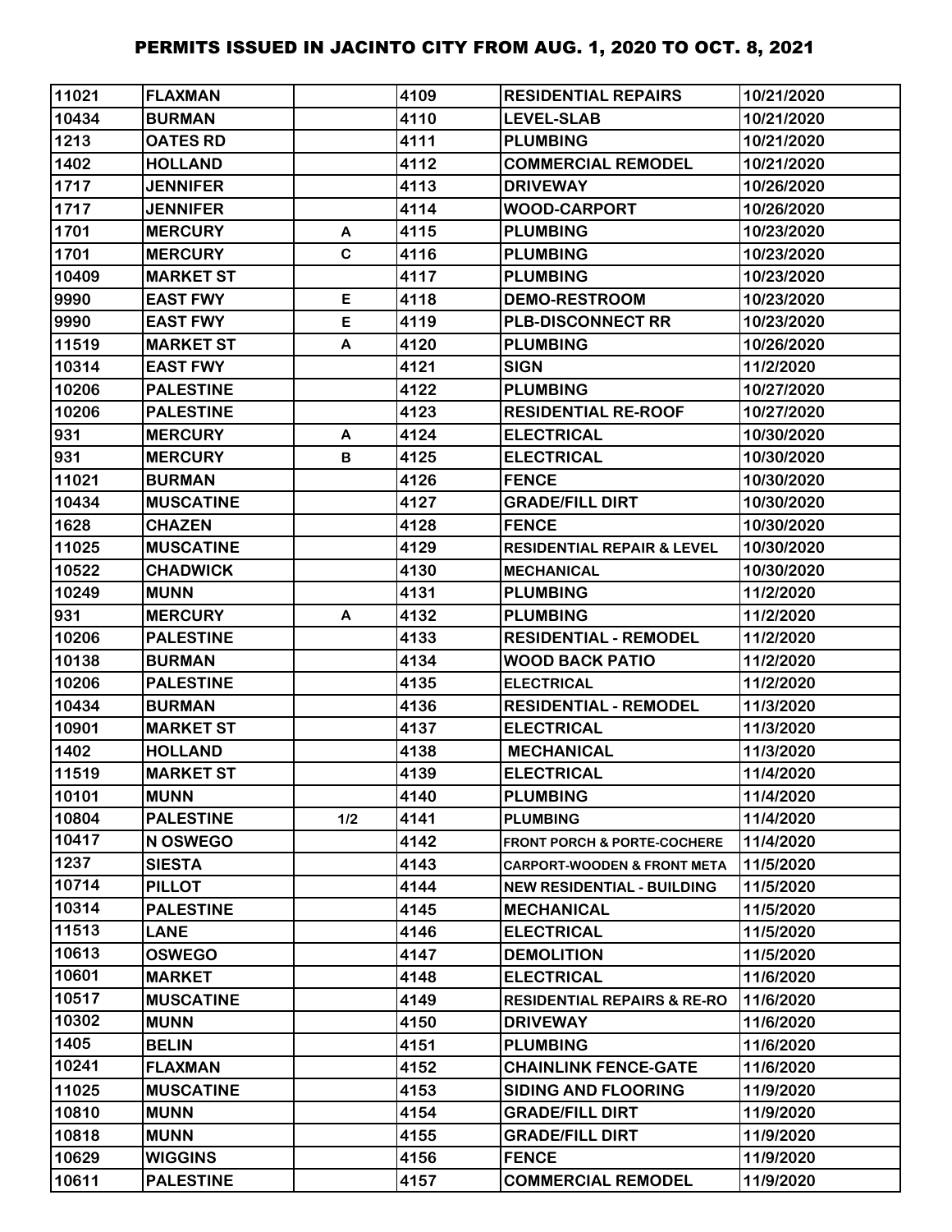| | | | | | |
|---|---|---|---|---|---|
| 11021 | FLAXMAN | | 4109 | RESIDENTIAL REPAIRS | 10/21/2020 |
| 10434 | BURMAN | | 4110 | LEVEL-SLAB | 10/21/2020 |
| 1213 | OATES RD | | 4111 | PLUMBING | 10/21/2020 |
| 1402 | HOLLAND | | 4112 | COMMERCIAL REMODEL | 10/21/2020 |
| 1717 | JENNIFER | | 4113 | DRIVEWAY | 10/26/2020 |
| 1717 | JENNIFER | | 4114 | WOOD-CARPORT | 10/26/2020 |
| 1701 | MERCURY | A | 4115 | PLUMBING | 10/23/2020 |
| 1701 | MERCURY | C | 4116 | PLUMBING | 10/23/2020 |
| 10409 | MARKET ST | | 4117 | PLUMBING | 10/23/2020 |
| 9990 | EAST FWY | E | 4118 | DEMO-RESTROOM | 10/23/2020 |
| 9990 | EAST FWY | E | 4119 | PLB-DISCONNECT RR | 10/23/2020 |
| 11519 | MARKET ST | A | 4120 | PLUMBING | 10/26/2020 |
| 10314 | EAST FWY | | 4121 | SIGN | 11/2/2020 |
| 10206 | PALESTINE | | 4122 | PLUMBING | 10/27/2020 |
| 10206 | PALESTINE | | 4123 | RESIDENTIAL RE-ROOF | 10/27/2020 |
| 931 | MERCURY | A | 4124 | ELECTRICAL | 10/30/2020 |
| 931 | MERCURY | B | 4125 | ELECTRICAL | 10/30/2020 |
| 11021 | BURMAN | | 4126 | FENCE | 10/30/2020 |
| 10434 | MUSCATINE | | 4127 | GRADE/FILL DIRT | 10/30/2020 |
| 1628 | CHAZEN | | 4128 | FENCE | 10/30/2020 |
| 11025 | MUSCATINE | | 4129 | RESIDENTIAL REPAIR & LEVEL | 10/30/2020 |
| 10522 | CHADWICK | | 4130 | MECHANICAL | 10/30/2020 |
| 10249 | MUNN | | 4131 | PLUMBING | 11/2/2020 |
| 931 | MERCURY | A | 4132 | PLUMBING | 11/2/2020 |
| 10206 | PALESTINE | | 4133 | RESIDENTIAL - REMODEL | 11/2/2020 |
| 10138 | BURMAN | | 4134 | WOOD BACK PATIO | 11/2/2020 |
| 10206 | PALESTINE | | 4135 | ELECTRICAL | 11/2/2020 |
| 10434 | BURMAN | | 4136 | RESIDENTIAL - REMODEL | 11/3/2020 |
| 10901 | MARKET ST | | 4137 | ELECTRICAL | 11/3/2020 |
| 1402 | HOLLAND | | 4138 | MECHANICAL | 11/3/2020 |
| 11519 | MARKET ST | | 4139 | ELECTRICAL | 11/4/2020 |
| 10101 | MUNN | | 4140 | PLUMBING | 11/4/2020 |
| 10804 | PALESTINE | 1/2 | 4141 | PLUMBING | 11/4/2020 |
| 10417 | N OSWEGO | | 4142 | FRONT PORCH & PORTE-COCHERE | 11/4/2020 |
| 1237 | SIESTA | | 4143 | CARPORT-WOODEN & FRONT META | 11/5/2020 |
| 10714 | PILLOT | | 4144 | NEW RESIDENTIAL - BUILDING | 11/5/2020 |
| 10314 | PALESTINE | | 4145 | MECHANICAL | 11/5/2020 |
| 11513 | LANE | | 4146 | ELECTRICAL | 11/5/2020 |
| 10613 | OSWEGO | | 4147 | DEMOLITION | 11/5/2020 |
| 10601 | MARKET | | 4148 | ELECTRICAL | 11/6/2020 |
| 10517 | MUSCATINE | | 4149 | RESIDENTIAL REPAIRS & RE-RO | 11/6/2020 |
| 10302 | MUNN | | 4150 | DRIVEWAY | 11/6/2020 |
| 1405 | BELIN | | 4151 | PLUMBING | 11/6/2020 |
| 10241 | FLAXMAN | | 4152 | CHAINLINK FENCE-GATE | 11/6/2020 |
| 11025 | MUSCATINE | | 4153 | SIDING AND FLOORING | 11/9/2020 |
| 10810 | MUNN | | 4154 | GRADE/FILL DIRT | 11/9/2020 |
| 10818 | MUNN | | 4155 | GRADE/FILL DIRT | 11/9/2020 |
| 10629 | WIGGINS | | 4156 | FENCE | 11/9/2020 |
| 10611 | PALESTINE | | 4157 | COMMERCIAL REMODEL | 11/9/2020 |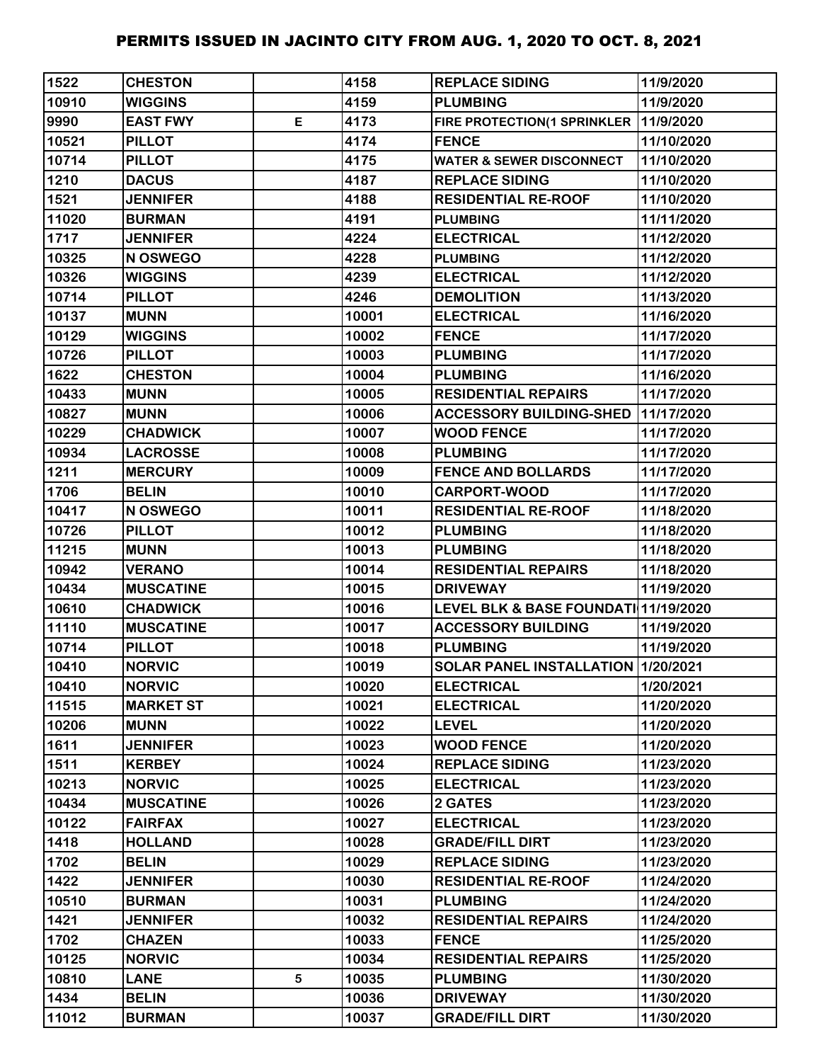| | | | | | |
|---|---|---|---|---|---|
| 1522 | CHESTON | | 4158 | REPLACE SIDING | 11/9/2020 |
| 10910 | WIGGINS | | 4159 | PLUMBING | 11/9/2020 |
| 9990 | EAST FWY | E | 4173 | FIRE PROTECTION(1 SPRINKLER | 11/9/2020 |
| 10521 | PILLOT | | 4174 | FENCE | 11/10/2020 |
| 10714 | PILLOT | | 4175 | WATER & SEWER DISCONNECT | 11/10/2020 |
| 1210 | DACUS | | 4187 | REPLACE SIDING | 11/10/2020 |
| 1521 | JENNIFER | | 4188 | RESIDENTIAL RE-ROOF | 11/10/2020 |
| 11020 | BURMAN | | 4191 | PLUMBING | 11/11/2020 |
| 1717 | JENNIFER | | 4224 | ELECTRICAL | 11/12/2020 |
| 10325 | N OSWEGO | | 4228 | PLUMBING | 11/12/2020 |
| 10326 | WIGGINS | | 4239 | ELECTRICAL | 11/12/2020 |
| 10714 | PILLOT | | 4246 | DEMOLITION | 11/13/2020 |
| 10137 | MUNN | | 10001 | ELECTRICAL | 11/16/2020 |
| 10129 | WIGGINS | | 10002 | FENCE | 11/17/2020 |
| 10726 | PILLOT | | 10003 | PLUMBING | 11/17/2020 |
| 1622 | CHESTON | | 10004 | PLUMBING | 11/16/2020 |
| 10433 | MUNN | | 10005 | RESIDENTIAL REPAIRS | 11/17/2020 |
| 10827 | MUNN | | 10006 | ACCESSORY BUILDING-SHED | 11/17/2020 |
| 10229 | CHADWICK | | 10007 | WOOD FENCE | 11/17/2020 |
| 10934 | LACROSSE | | 10008 | PLUMBING | 11/17/2020 |
| 1211 | MERCURY | | 10009 | FENCE AND BOLLARDS | 11/17/2020 |
| 1706 | BELIN | | 10010 | CARPORT-WOOD | 11/17/2020 |
| 10417 | N OSWEGO | | 10011 | RESIDENTIAL RE-ROOF | 11/18/2020 |
| 10726 | PILLOT | | 10012 | PLUMBING | 11/18/2020 |
| 11215 | MUNN | | 10013 | PLUMBING | 11/18/2020 |
| 10942 | VERANO | | 10014 | RESIDENTIAL REPAIRS | 11/18/2020 |
| 10434 | MUSCATINE | | 10015 | DRIVEWAY | 11/19/2020 |
| 10610 | CHADWICK | | 10016 | LEVEL BLK & BASE FOUNDATI | 11/19/2020 |
| 11110 | MUSCATINE | | 10017 | ACCESSORY BUILDING | 11/19/2020 |
| 10714 | PILLOT | | 10018 | PLUMBING | 11/19/2020 |
| 10410 | NORVIC | | 10019 | SOLAR PANEL INSTALLATION | 1/20/2021 |
| 10410 | NORVIC | | 10020 | ELECTRICAL | 1/20/2021 |
| 11515 | MARKET ST | | 10021 | ELECTRICAL | 11/20/2020 |
| 10206 | MUNN | | 10022 | LEVEL | 11/20/2020 |
| 1611 | JENNIFER | | 10023 | WOOD FENCE | 11/20/2020 |
| 1511 | KERBEY | | 10024 | REPLACE SIDING | 11/23/2020 |
| 10213 | NORVIC | | 10025 | ELECTRICAL | 11/23/2020 |
| 10434 | MUSCATINE | | 10026 | 2 GATES | 11/23/2020 |
| 10122 | FAIRFAX | | 10027 | ELECTRICAL | 11/23/2020 |
| 1418 | HOLLAND | | 10028 | GRADE/FILL DIRT | 11/23/2020 |
| 1702 | BELIN | | 10029 | REPLACE SIDING | 11/23/2020 |
| 1422 | JENNIFER | | 10030 | RESIDENTIAL RE-ROOF | 11/24/2020 |
| 10510 | BURMAN | | 10031 | PLUMBING | 11/24/2020 |
| 1421 | JENNIFER | | 10032 | RESIDENTIAL REPAIRS | 11/24/2020 |
| 1702 | CHAZEN | | 10033 | FENCE | 11/25/2020 |
| 10125 | NORVIC | | 10034 | RESIDENTIAL REPAIRS | 11/25/2020 |
| 10810 | LANE | 5 | 10035 | PLUMBING | 11/30/2020 |
| 1434 | BELIN | | 10036 | DRIVEWAY | 11/30/2020 |
| 11012 | BURMAN | | 10037 | GRADE/FILL DIRT | 11/30/2020 |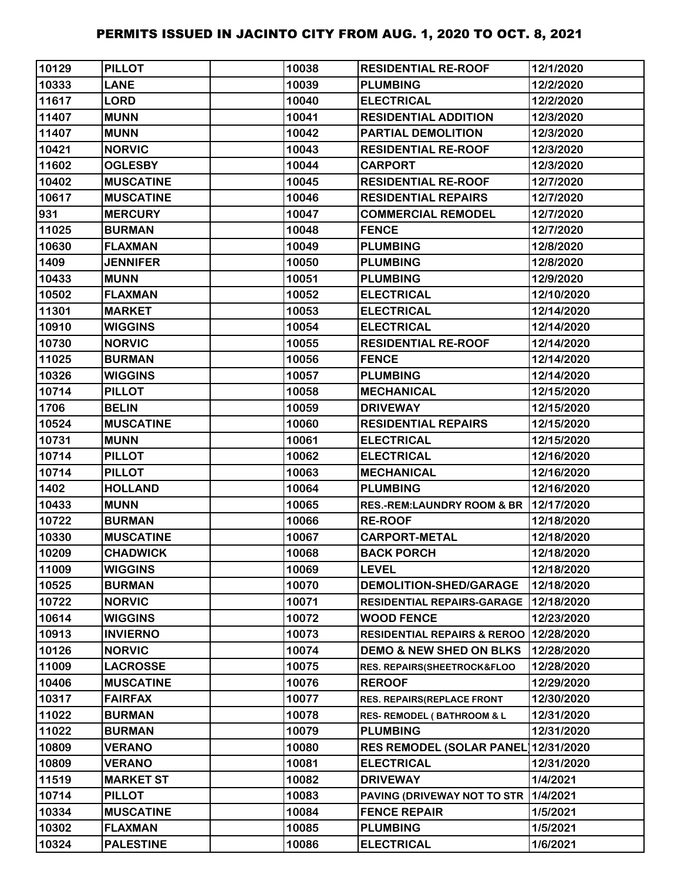# PERMITS ISSUED IN JACINTO CITY FROM AUG. 1, 2020 TO OCT. 8, 2021

| | | | | | |
|---|---|---|---|---|---|
| 10129 | PILLOT | | 10038 | RESIDENTIAL RE-ROOF | 12/1/2020 |
| 10333 | LANE | | 10039 | PLUMBING | 12/2/2020 |
| 11617 | LORD | | 10040 | ELECTRICAL | 12/2/2020 |
| 11407 | MUNN | | 10041 | RESIDENTIAL ADDITION | 12/3/2020 |
| 11407 | MUNN | | 10042 | PARTIAL DEMOLITION | 12/3/2020 |
| 10421 | NORVIC | | 10043 | RESIDENTIAL RE-ROOF | 12/3/2020 |
| 11602 | OGLESBY | | 10044 | CARPORT | 12/3/2020 |
| 10402 | MUSCATINE | | 10045 | RESIDENTIAL RE-ROOF | 12/7/2020 |
| 10617 | MUSCATINE | | 10046 | RESIDENTIAL REPAIRS | 12/7/2020 |
| 931 | MERCURY | | 10047 | COMMERCIAL REMODEL | 12/7/2020 |
| 11025 | BURMAN | | 10048 | FENCE | 12/7/2020 |
| 10630 | FLAXMAN | | 10049 | PLUMBING | 12/8/2020 |
| 1409 | JENNIFER | | 10050 | PLUMBING | 12/8/2020 |
| 10433 | MUNN | | 10051 | PLUMBING | 12/9/2020 |
| 10502 | FLAXMAN | | 10052 | ELECTRICAL | 12/10/2020 |
| 11301 | MARKET | | 10053 | ELECTRICAL | 12/14/2020 |
| 10910 | WIGGINS | | 10054 | ELECTRICAL | 12/14/2020 |
| 10730 | NORVIC | | 10055 | RESIDENTIAL RE-ROOF | 12/14/2020 |
| 11025 | BURMAN | | 10056 | FENCE | 12/14/2020 |
| 10326 | WIGGINS | | 10057 | PLUMBING | 12/14/2020 |
| 10714 | PILLOT | | 10058 | MECHANICAL | 12/15/2020 |
| 1706 | BELIN | | 10059 | DRIVEWAY | 12/15/2020 |
| 10524 | MUSCATINE | | 10060 | RESIDENTIAL REPAIRS | 12/15/2020 |
| 10731 | MUNN | | 10061 | ELECTRICAL | 12/15/2020 |
| 10714 | PILLOT | | 10062 | ELECTRICAL | 12/16/2020 |
| 10714 | PILLOT | | 10063 | MECHANICAL | 12/16/2020 |
| 1402 | HOLLAND | | 10064 | PLUMBING | 12/16/2020 |
| 10433 | MUNN | | 10065 | RES.-REM:LAUNDRY ROOM & BR | 12/17/2020 |
| 10722 | BURMAN | | 10066 | RE-ROOF | 12/18/2020 |
| 10330 | MUSCATINE | | 10067 | CARPORT-METAL | 12/18/2020 |
| 10209 | CHADWICK | | 10068 | BACK PORCH | 12/18/2020 |
| 11009 | WIGGINS | | 10069 | LEVEL | 12/18/2020 |
| 10525 | BURMAN | | 10070 | DEMOLITION-SHED/GARAGE | 12/18/2020 |
| 10722 | NORVIC | | 10071 | RESIDENTIAL REPAIRS-GARAGE | 12/18/2020 |
| 10614 | WIGGINS | | 10072 | WOOD FENCE | 12/23/2020 |
| 10913 | INVIERNO | | 10073 | RESIDENTIAL REPAIRS & REROO | 12/28/2020 |
| 10126 | NORVIC | | 10074 | DEMO & NEW SHED ON BLKS | 12/28/2020 |
| 11009 | LACROSSE | | 10075 | RES. REPAIRS(SHEETROCK&FLOO | 12/28/2020 |
| 10406 | MUSCATINE | | 10076 | REROOF | 12/29/2020 |
| 10317 | FAIRFAX | | 10077 | RES. REPAIRS(REPLACE FRONT | 12/30/2020 |
| 11022 | BURMAN | | 10078 | RES- REMODEL ( BATHROOM & L | 12/31/2020 |
| 11022 | BURMAN | | 10079 | PLUMBING | 12/31/2020 |
| 10809 | VERANO | | 10080 | RES REMODEL (SOLAR PANEL) | 12/31/2020 |
| 10809 | VERANO | | 10081 | ELECTRICAL | 12/31/2020 |
| 11519 | MARKET ST | | 10082 | DRIVEWAY | 1/4/2021 |
| 10714 | PILLOT | | 10083 | PAVING (DRIVEWAY NOT TO STR | 1/4/2021 |
| 10334 | MUSCATINE | | 10084 | FENCE REPAIR | 1/5/2021 |
| 10302 | FLAXMAN | | 10085 | PLUMBING | 1/5/2021 |
| 10324 | PALESTINE | | 10086 | ELECTRICAL | 1/6/2021 |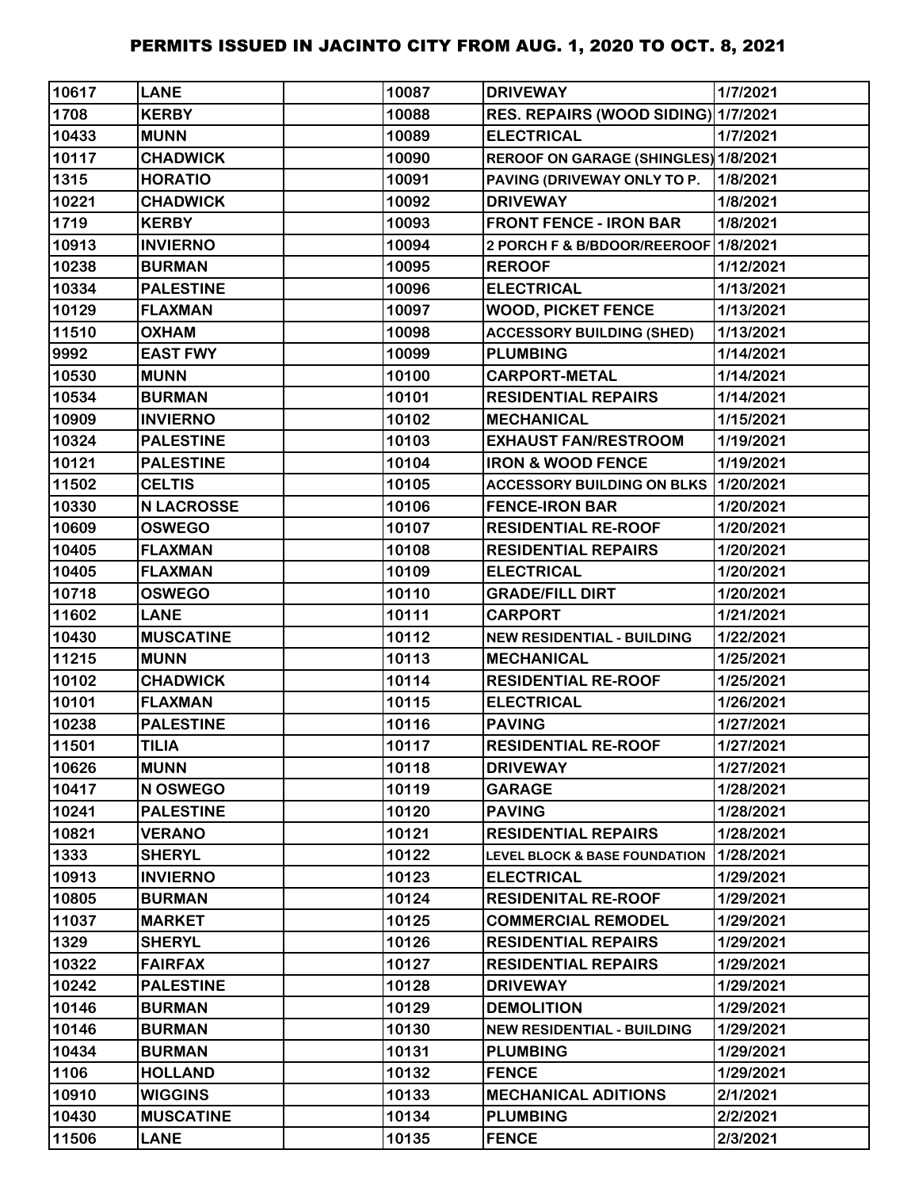# PERMITS ISSUED IN JACINTO CITY FROM AUG. 1, 2020 TO OCT. 8, 2021

| | | | | | |
|---|---|---|---|---|---|
| 10617 | LANE | | 10087 | DRIVEWAY | 1/7/2021 |
| 1708 | KERBY | | 10088 | RES. REPAIRS (WOOD SIDING) | 1/7/2021 |
| 10433 | MUNN | | 10089 | ELECTRICAL | 1/7/2021 |
| 10117 | CHADWICK | | 10090 | REROOF ON GARAGE (SHINGLES) | 1/8/2021 |
| 1315 | HORATIO | | 10091 | PAVING (DRIVEWAY ONLY TO P. | 1/8/2021 |
| 10221 | CHADWICK | | 10092 | DRIVEWAY | 1/8/2021 |
| 1719 | KERBY | | 10093 | FRONT FENCE - IRON BAR | 1/8/2021 |
| 10913 | INVIERNO | | 10094 | 2 PORCH F & B/BDOOR/REEROOF | 1/8/2021 |
| 10238 | BURMAN | | 10095 | REROOF | 1/12/2021 |
| 10334 | PALESTINE | | 10096 | ELECTRICAL | 1/13/2021 |
| 10129 | FLAXMAN | | 10097 | WOOD, PICKET FENCE | 1/13/2021 |
| 11510 | OXHAM | | 10098 | ACCESSORY BUILDING (SHED) | 1/13/2021 |
| 9992 | EAST FWY | | 10099 | PLUMBING | 1/14/2021 |
| 10530 | MUNN | | 10100 | CARPORT-METAL | 1/14/2021 |
| 10534 | BURMAN | | 10101 | RESIDENTIAL REPAIRS | 1/14/2021 |
| 10909 | INVIERNO | | 10102 | MECHANICAL | 1/15/2021 |
| 10324 | PALESTINE | | 10103 | EXHAUST FAN/RESTROOM | 1/19/2021 |
| 10121 | PALESTINE | | 10104 | IRON & WOOD FENCE | 1/19/2021 |
| 11502 | CELTIS | | 10105 | ACCESSORY BUILDING ON BLKS | 1/20/2021 |
| 10330 | N LACROSSE | | 10106 | FENCE-IRON BAR | 1/20/2021 |
| 10609 | OSWEGO | | 10107 | RESIDENTIAL RE-ROOF | 1/20/2021 |
| 10405 | FLAXMAN | | 10108 | RESIDENTIAL REPAIRS | 1/20/2021 |
| 10405 | FLAXMAN | | 10109 | ELECTRICAL | 1/20/2021 |
| 10718 | OSWEGO | | 10110 | GRADE/FILL DIRT | 1/20/2021 |
| 11602 | LANE | | 10111 | CARPORT | 1/21/2021 |
| 10430 | MUSCATINE | | 10112 | NEW RESIDENTIAL - BUILDING | 1/22/2021 |
| 11215 | MUNN | | 10113 | MECHANICAL | 1/25/2021 |
| 10102 | CHADWICK | | 10114 | RESIDENTIAL RE-ROOF | 1/25/2021 |
| 10101 | FLAXMAN | | 10115 | ELECTRICAL | 1/26/2021 |
| 10238 | PALESTINE | | 10116 | PAVING | 1/27/2021 |
| 11501 | TILIA | | 10117 | RESIDENTIAL RE-ROOF | 1/27/2021 |
| 10626 | MUNN | | 10118 | DRIVEWAY | 1/27/2021 |
| 10417 | N OSWEGO | | 10119 | GARAGE | 1/28/2021 |
| 10241 | PALESTINE | | 10120 | PAVING | 1/28/2021 |
| 10821 | VERANO | | 10121 | RESIDENTIAL REPAIRS | 1/28/2021 |
| 1333 | SHERYL | | 10122 | LEVEL BLOCK & BASE FOUNDATION | 1/28/2021 |
| 10913 | INVIERNO | | 10123 | ELECTRICAL | 1/29/2021 |
| 10805 | BURMAN | | 10124 | RESIDENITAL RE-ROOF | 1/29/2021 |
| 11037 | MARKET | | 10125 | COMMERCIAL REMODEL | 1/29/2021 |
| 1329 | SHERYL | | 10126 | RESIDENTIAL REPAIRS | 1/29/2021 |
| 10322 | FAIRFAX | | 10127 | RESIDENTIAL REPAIRS | 1/29/2021 |
| 10242 | PALESTINE | | 10128 | DRIVEWAY | 1/29/2021 |
| 10146 | BURMAN | | 10129 | DEMOLITION | 1/29/2021 |
| 10146 | BURMAN | | 10130 | NEW RESIDENTIAL - BUILDING | 1/29/2021 |
| 10434 | BURMAN | | 10131 | PLUMBING | 1/29/2021 |
| 1106 | HOLLAND | | 10132 | FENCE | 1/29/2021 |
| 10910 | WIGGINS | | 10133 | MECHANICAL ADITIONS | 2/1/2021 |
| 10430 | MUSCATINE | | 10134 | PLUMBING | 2/2/2021 |
| 11506 | LANE | | 10135 | FENCE | 2/3/2021 |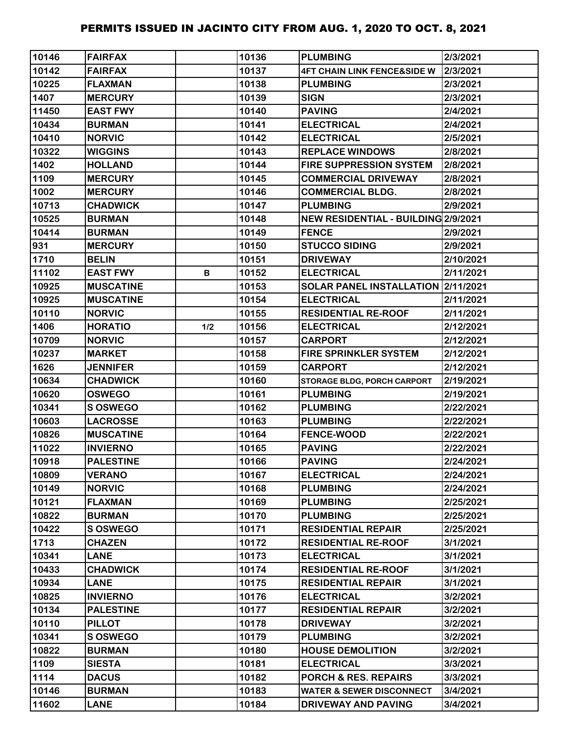# PERMITS ISSUED IN JACINTO CITY FROM AUG. 1, 2020 TO OCT. 8, 2021

| | | | | | |
|---|---|---|---|---|---|
| 10146 | FAIRFAX | | 10136 | PLUMBING | 2/3/2021 |
| 10142 | FAIRFAX | | 10137 | 4FT CHAIN LINK FENCE&SIDE W | 2/3/2021 |
| 10225 | FLAXMAN | | 10138 | PLUMBING | 2/3/2021 |
| 1407 | MERCURY | | 10139 | SIGN | 2/3/2021 |
| 11450 | EAST FWY | | 10140 | PAVING | 2/4/2021 |
| 10434 | BURMAN | | 10141 | ELECTRICAL | 2/4/2021 |
| 10410 | NORVIC | | 10142 | ELECTRICAL | 2/5/2021 |
| 10322 | WIGGINS | | 10143 | REPLACE WINDOWS | 2/8/2021 |
| 1402 | HOLLAND | | 10144 | FIRE SUPPRESSION SYSTEM | 2/8/2021 |
| 1109 | MERCURY | | 10145 | COMMERCIAL DRIVEWAY | 2/8/2021 |
| 1002 | MERCURY | | 10146 | COMMERCIAL BLDG. | 2/8/2021 |
| 10713 | CHADWICK | | 10147 | PLUMBING | 2/9/2021 |
| 10525 | BURMAN | | 10148 | NEW RESIDENTIAL - BUILDING | 2/9/2021 |
| 10414 | BURMAN | | 10149 | FENCE | 2/9/2021 |
| 931 | MERCURY | | 10150 | STUCCO SIDING | 2/9/2021 |
| 1710 | BELIN | | 10151 | DRIVEWAY | 2/10/2021 |
| 11102 | EAST FWY | B | 10152 | ELECTRICAL | 2/11/2021 |
| 10925 | MUSCATINE | | 10153 | SOLAR PANEL INSTALLATION | 2/11/2021 |
| 10925 | MUSCATINE | | 10154 | ELECTRICAL | 2/11/2021 |
| 10110 | NORVIC | | 10155 | RESIDENTIAL RE-ROOF | 2/11/2021 |
| 1406 | HORATIO | 1/2 | 10156 | ELECTRICAL | 2/12/2021 |
| 10709 | NORVIC | | 10157 | CARPORT | 2/12/2021 |
| 10237 | MARKET | | 10158 | FIRE SPRINKLER SYSTEM | 2/12/2021 |
| 1626 | JENNIFER | | 10159 | CARPORT | 2/12/2021 |
| 10634 | CHADWICK | | 10160 | STORAGE BLDG, PORCH CARPORT | 2/19/2021 |
| 10620 | OSWEGO | | 10161 | PLUMBING | 2/19/2021 |
| 10341 | S OSWEGO | | 10162 | PLUMBING | 2/22/2021 |
| 10603 | LACROSSE | | 10163 | PLUMBING | 2/22/2021 |
| 10826 | MUSCATINE | | 10164 | FENCE-WOOD | 2/22/2021 |
| 11022 | INVIERNO | | 10165 | PAVING | 2/22/2021 |
| 10918 | PALESTINE | | 10166 | PAVING | 2/24/2021 |
| 10809 | VERANO | | 10167 | ELECTRICAL | 2/24/2021 |
| 10149 | NORVIC | | 10168 | PLUMBING | 2/24/2021 |
| 10121 | FLAXMAN | | 10169 | PLUMBING | 2/25/2021 |
| 10822 | BURMAN | | 10170 | PLUMBING | 2/25/2021 |
| 10422 | S OSWEGO | | 10171 | RESIDENTIAL REPAIR | 2/25/2021 |
| 1713 | CHAZEN | | 10172 | RESIDENTIAL RE-ROOF | 3/1/2021 |
| 10341 | LANE | | 10173 | ELECTRICAL | 3/1/2021 |
| 10433 | CHADWICK | | 10174 | RESIDENTIAL RE-ROOF | 3/1/2021 |
| 10934 | LANE | | 10175 | RESIDENTIAL REPAIR | 3/1/2021 |
| 10825 | INVIERNO | | 10176 | ELECTRICAL | 3/2/2021 |
| 10134 | PALESTINE | | 10177 | RESIDENTIAL REPAIR | 3/2/2021 |
| 10110 | PILLOT | | 10178 | DRIVEWAY | 3/2/2021 |
| 10341 | S OSWEGO | | 10179 | PLUMBING | 3/2/2021 |
| 10822 | BURMAN | | 10180 | HOUSE DEMOLITION | 3/2/2021 |
| 1109 | SIESTA | | 10181 | ELECTRICAL | 3/3/2021 |
| 1114 | DACUS | | 10182 | PORCH & RES. REPAIRS | 3/3/2021 |
| 10146 | BURMAN | | 10183 | WATER & SEWER DISCONNECT | 3/4/2021 |
| 11602 | LANE | | 10184 | DRIVEWAY AND PAVING | 3/4/2021 |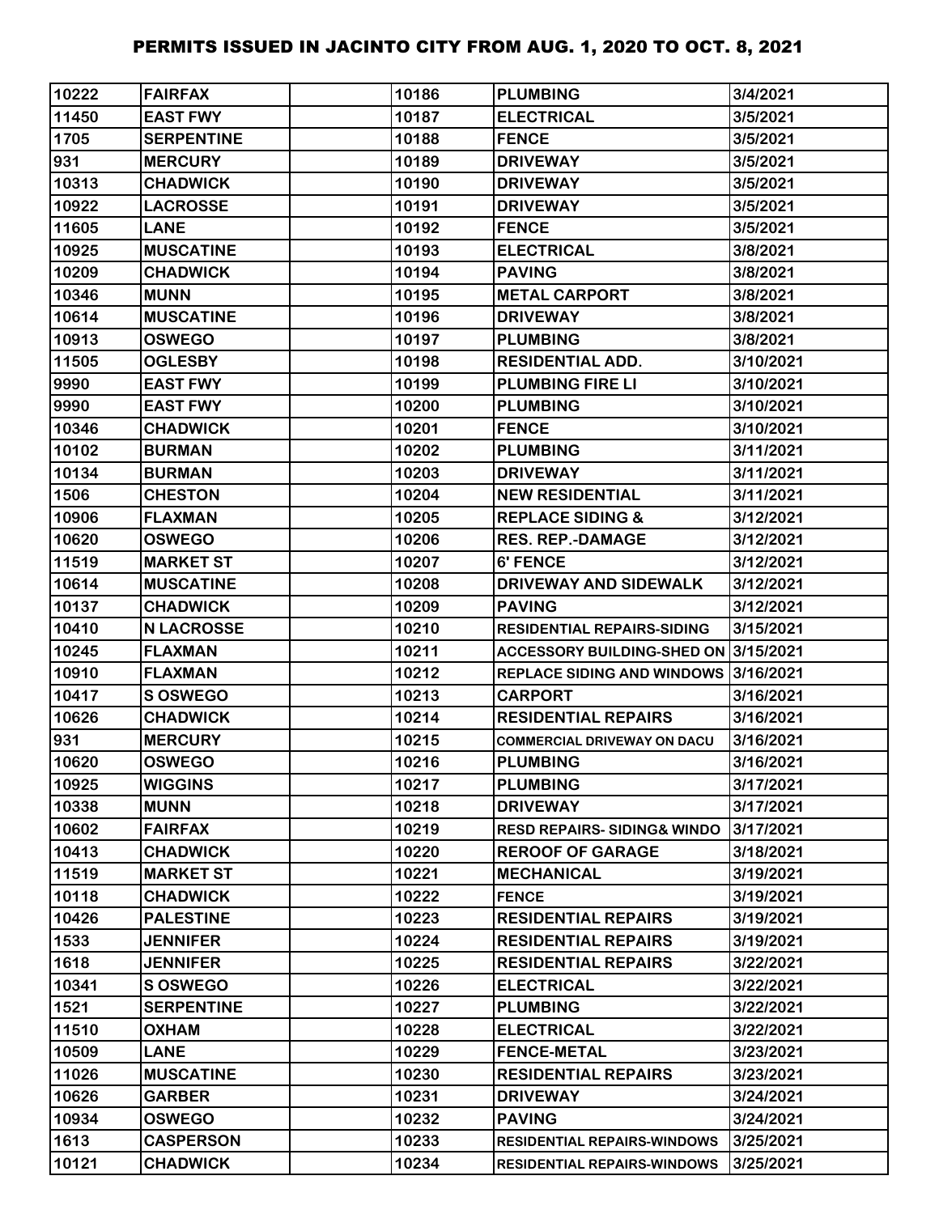| 10222 | FAIRFAX | | 10186 | PLUMBING | 3/4/2021 |
|---|---|---|---|---|---|
| 11450 | EAST FWY | | 10187 | ELECTRICAL | 3/5/2021 |
| 1705 | SERPENTINE | | 10188 | FENCE | 3/5/2021 |
| 931 | MERCURY | | 10189 | DRIVEWAY | 3/5/2021 |
| 10313 | CHADWICK | | 10190 | DRIVEWAY | 3/5/2021 |
| 10922 | LACROSSE | | 10191 | DRIVEWAY | 3/5/2021 |
| 11605 | LANE | | 10192 | FENCE | 3/5/2021 |
| 10925 | MUSCATINE | | 10193 | ELECTRICAL | 3/8/2021 |
| 10209 | CHADWICK | | 10194 | PAVING | 3/8/2021 |
| 10346 | MUNN | | 10195 | METAL CARPORT | 3/8/2021 |
| 10614 | MUSCATINE | | 10196 | DRIVEWAY | 3/8/2021 |
| 10913 | OSWEGO | | 10197 | PLUMBING | 3/8/2021 |
| 11505 | OGLESBY | | 10198 | RESIDENTIAL ADD. | 3/10/2021 |
| 9990 | EAST FWY | | 10199 | PLUMBING FIRE LI | 3/10/2021 |
| 9990 | EAST FWY | | 10200 | PLUMBING | 3/10/2021 |
| 10346 | CHADWICK | | 10201 | FENCE | 3/10/2021 |
| 10102 | BURMAN | | 10202 | PLUMBING | 3/11/2021 |
| 10134 | BURMAN | | 10203 | DRIVEWAY | 3/11/2021 |
| 1506 | CHESTON | | 10204 | NEW RESIDENTIAL | 3/11/2021 |
| 10906 | FLAXMAN | | 10205 | REPLACE SIDING & | 3/12/2021 |
| 10620 | OSWEGO | | 10206 | RES. REP.-DAMAGE | 3/12/2021 |
| 11519 | MARKET ST | | 10207 | 6' FENCE | 3/12/2021 |
| 10614 | MUSCATINE | | 10208 | DRIVEWAY AND SIDEWALK | 3/12/2021 |
| 10137 | CHADWICK | | 10209 | PAVING | 3/12/2021 |
| 10410 | N LACROSSE | | 10210 | RESIDENTIAL REPAIRS-SIDING | 3/15/2021 |
| 10245 | FLAXMAN | | 10211 | ACCESSORY BUILDING-SHED ON | 3/15/2021 |
| 10910 | FLAXMAN | | 10212 | REPLACE SIDING AND WINDOWS | 3/16/2021 |
| 10417 | S OSWEGO | | 10213 | CARPORT | 3/16/2021 |
| 10626 | CHADWICK | | 10214 | RESIDENTIAL REPAIRS | 3/16/2021 |
| 931 | MERCURY | | 10215 | COMMERCIAL DRIVEWAY ON DACU | 3/16/2021 |
| 10620 | OSWEGO | | 10216 | PLUMBING | 3/16/2021 |
| 10925 | WIGGINS | | 10217 | PLUMBING | 3/17/2021 |
| 10338 | MUNN | | 10218 | DRIVEWAY | 3/17/2021 |
| 10602 | FAIRFAX | | 10219 | RESD REPAIRS- SIDING& WINDO | 3/17/2021 |
| 10413 | CHADWICK | | 10220 | REROOF OF GARAGE | 3/18/2021 |
| 11519 | MARKET ST | | 10221 | MECHANICAL | 3/19/2021 |
| 10118 | CHADWICK | | 10222 | FENCE | 3/19/2021 |
| 10426 | PALESTINE | | 10223 | RESIDENTIAL REPAIRS | 3/19/2021 |
| 1533 | JENNIFER | | 10224 | RESIDENTIAL REPAIRS | 3/19/2021 |
| 1618 | JENNIFER | | 10225 | RESIDENTIAL REPAIRS | 3/22/2021 |
| 10341 | S OSWEGO | | 10226 | ELECTRICAL | 3/22/2021 |
| 1521 | SERPENTINE | | 10227 | PLUMBING | 3/22/2021 |
| 11510 | OXHAM | | 10228 | ELECTRICAL | 3/22/2021 |
| 10509 | LANE | | 10229 | FENCE-METAL | 3/23/2021 |
| 11026 | MUSCATINE | | 10230 | RESIDENTIAL REPAIRS | 3/23/2021 |
| 10626 | GARBER | | 10231 | DRIVEWAY | 3/24/2021 |
| 10934 | OSWEGO | | 10232 | PAVING | 3/24/2021 |
| 1613 | CASPERSON | | 10233 | RESIDENTIAL REPAIRS-WINDOWS | 3/25/2021 |
| 10121 | CHADWICK | | 10234 | RESIDENTIAL REPAIRS-WINDOWS | 3/25/2021 |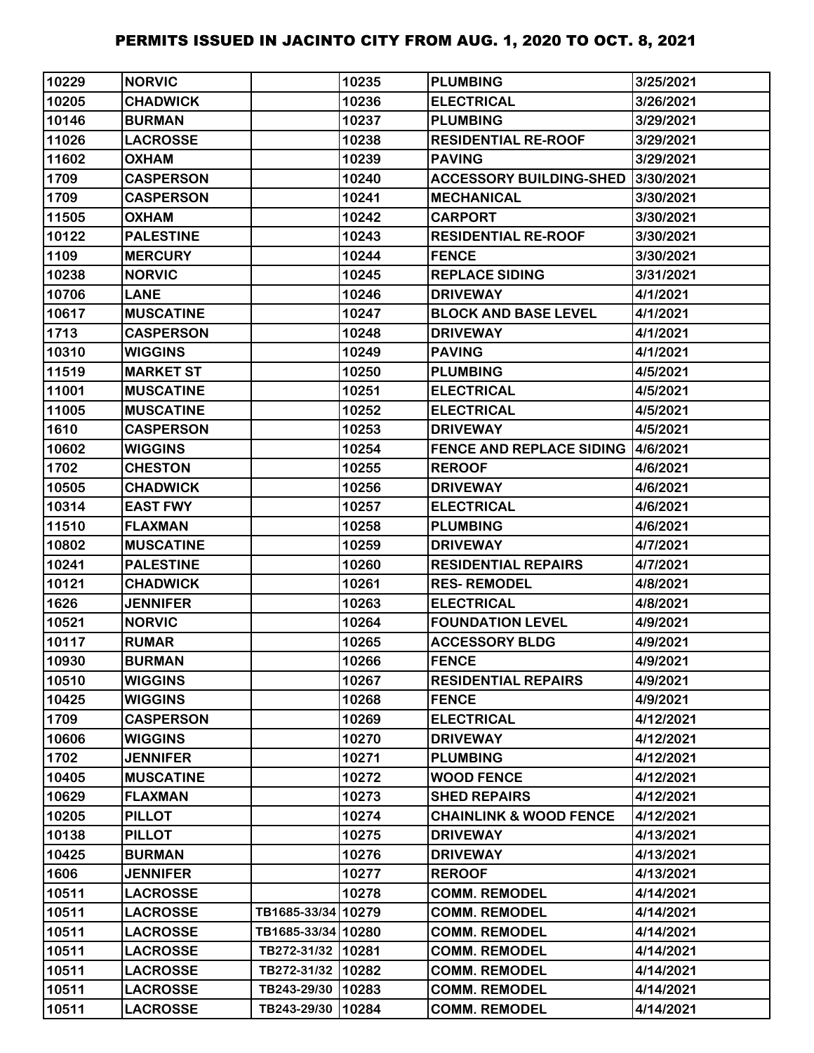# PERMITS ISSUED IN JACINTO CITY FROM AUG. 1, 2020 TO OCT. 8, 2021

| | | | | | |
|---|---|---|---|---|---|
| 10229 | NORVIC | | 10235 | PLUMBING | 3/25/2021 |
| 10205 | CHADWICK | | 10236 | ELECTRICAL | 3/26/2021 |
| 10146 | BURMAN | | 10237 | PLUMBING | 3/29/2021 |
| 11026 | LACROSSE | | 10238 | RESIDENTIAL RE-ROOF | 3/29/2021 |
| 11602 | OXHAM | | 10239 | PAVING | 3/29/2021 |
| 1709 | CASPERSON | | 10240 | ACCESSORY BUILDING-SHED | 3/30/2021 |
| 1709 | CASPERSON | | 10241 | MECHANICAL | 3/30/2021 |
| 11505 | OXHAM | | 10242 | CARPORT | 3/30/2021 |
| 10122 | PALESTINE | | 10243 | RESIDENTIAL RE-ROOF | 3/30/2021 |
| 1109 | MERCURY | | 10244 | FENCE | 3/30/2021 |
| 10238 | NORVIC | | 10245 | REPLACE SIDING | 3/31/2021 |
| 10706 | LANE | | 10246 | DRIVEWAY | 4/1/2021 |
| 10617 | MUSCATINE | | 10247 | BLOCK AND BASE LEVEL | 4/1/2021 |
| 1713 | CASPERSON | | 10248 | DRIVEWAY | 4/1/2021 |
| 10310 | WIGGINS | | 10249 | PAVING | 4/1/2021 |
| 11519 | MARKET ST | | 10250 | PLUMBING | 4/5/2021 |
| 11001 | MUSCATINE | | 10251 | ELECTRICAL | 4/5/2021 |
| 11005 | MUSCATINE | | 10252 | ELECTRICAL | 4/5/2021 |
| 1610 | CASPERSON | | 10253 | DRIVEWAY | 4/5/2021 |
| 10602 | WIGGINS | | 10254 | FENCE AND REPLACE SIDING | 4/6/2021 |
| 1702 | CHESTON | | 10255 | REROOF | 4/6/2021 |
| 10505 | CHADWICK | | 10256 | DRIVEWAY | 4/6/2021 |
| 10314 | EAST FWY | | 10257 | ELECTRICAL | 4/6/2021 |
| 11510 | FLAXMAN | | 10258 | PLUMBING | 4/6/2021 |
| 10802 | MUSCATINE | | 10259 | DRIVEWAY | 4/7/2021 |
| 10241 | PALESTINE | | 10260 | RESIDENTIAL REPAIRS | 4/7/2021 |
| 10121 | CHADWICK | | 10261 | RES- REMODEL | 4/8/2021 |
| 1626 | JENNIFER | | 10263 | ELECTRICAL | 4/8/2021 |
| 10521 | NORVIC | | 10264 | FOUNDATION LEVEL | 4/9/2021 |
| 10117 | RUMAR | | 10265 | ACCESSORY BLDG | 4/9/2021 |
| 10930 | BURMAN | | 10266 | FENCE | 4/9/2021 |
| 10510 | WIGGINS | | 10267 | RESIDENTIAL REPAIRS | 4/9/2021 |
| 10425 | WIGGINS | | 10268 | FENCE | 4/9/2021 |
| 1709 | CASPERSON | | 10269 | ELECTRICAL | 4/12/2021 |
| 10606 | WIGGINS | | 10270 | DRIVEWAY | 4/12/2021 |
| 1702 | JENNIFER | | 10271 | PLUMBING | 4/12/2021 |
| 10405 | MUSCATINE | | 10272 | WOOD FENCE | 4/12/2021 |
| 10629 | FLAXMAN | | 10273 | SHED REPAIRS | 4/12/2021 |
| 10205 | PILLOT | | 10274 | CHAINLINK & WOOD FENCE | 4/12/2021 |
| 10138 | PILLOT | | 10275 | DRIVEWAY | 4/13/2021 |
| 10425 | BURMAN | | 10276 | DRIVEWAY | 4/13/2021 |
| 1606 | JENNIFER | | 10277 | REROOF | 4/13/2021 |
| 10511 | LACROSSE | | 10278 | COMM. REMODEL | 4/14/2021 |
| 10511 | LACROSSE | TB1685-33/34 | 10279 | COMM. REMODEL | 4/14/2021 |
| 10511 | LACROSSE | TB1685-33/34 | 10280 | COMM. REMODEL | 4/14/2021 |
| 10511 | LACROSSE | TB272-31/32 | 10281 | COMM. REMODEL | 4/14/2021 |
| 10511 | LACROSSE | TB272-31/32 | 10282 | COMM. REMODEL | 4/14/2021 |
| 10511 | LACROSSE | TB243-29/30 | 10283 | COMM. REMODEL | 4/14/2021 |
| 10511 | LACROSSE | TB243-29/30 | 10284 | COMM. REMODEL | 4/14/2021 |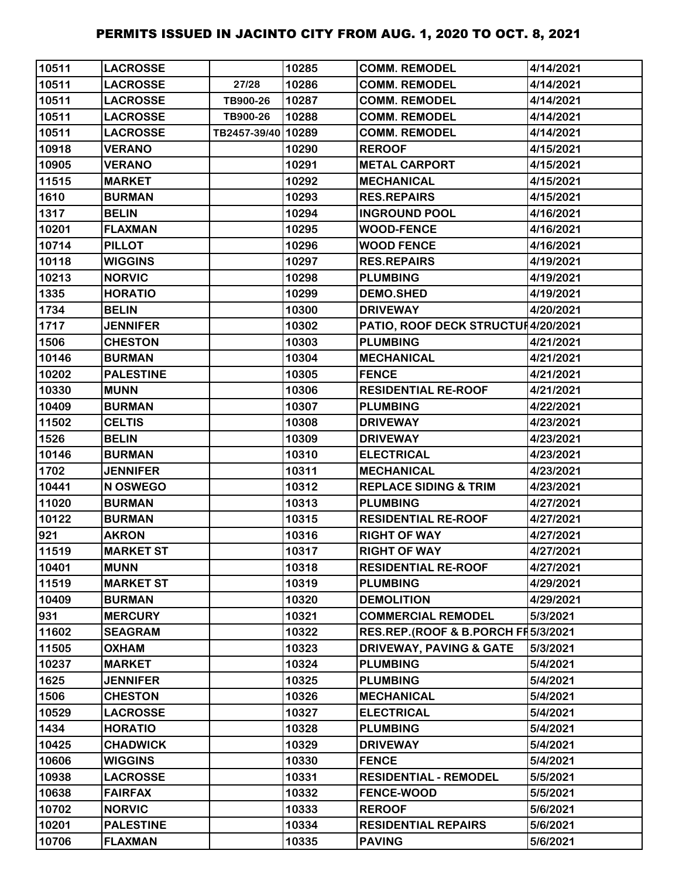| 10511 | LACROSSE | | 10285 | COMM. REMODEL | 4/14/2021 |
|---|---|---|---|---|---|
| 10511 | LACROSSE | 27/28 | 10286 | COMM. REMODEL | 4/14/2021 |
| 10511 | LACROSSE | TB900-26 | 10287 | COMM. REMODEL | 4/14/2021 |
| 10511 | LACROSSE | TB900-26 | 10288 | COMM. REMODEL | 4/14/2021 |
| 10511 | LACROSSE | TB2457-39/40 | 10289 | COMM. REMODEL | 4/14/2021 |
| 10918 | VERANO | | 10290 | REROOF | 4/15/2021 |
| 10905 | VERANO | | 10291 | METAL CARPORT | 4/15/2021 |
| 11515 | MARKET | | 10292 | MECHANICAL | 4/15/2021 |
| 1610 | BURMAN | | 10293 | RES.REPAIRS | 4/15/2021 |
| 1317 | BELIN | | 10294 | INGROUND POOL | 4/16/2021 |
| 10201 | FLAXMAN | | 10295 | WOOD-FENCE | 4/16/2021 |
| 10714 | PILLOT | | 10296 | WOOD FENCE | 4/16/2021 |
| 10118 | WIGGINS | | 10297 | RES.REPAIRS | 4/19/2021 |
| 10213 | NORVIC | | 10298 | PLUMBING | 4/19/2021 |
| 1335 | HORATIO | | 10299 | DEMO.SHED | 4/19/2021 |
| 1734 | BELIN | | 10300 | DRIVEWAY | 4/20/2021 |
| 1717 | JENNIFER | | 10302 | PATIO, ROOF DECK STRUCTUF | 4/20/2021 |
| 1506 | CHESTON | | 10303 | PLUMBING | 4/21/2021 |
| 10146 | BURMAN | | 10304 | MECHANICAL | 4/21/2021 |
| 10202 | PALESTINE | | 10305 | FENCE | 4/21/2021 |
| 10330 | MUNN | | 10306 | RESIDENTIAL RE-ROOF | 4/21/2021 |
| 10409 | BURMAN | | 10307 | PLUMBING | 4/22/2021 |
| 11502 | CELTIS | | 10308 | DRIVEWAY | 4/23/2021 |
| 1526 | BELIN | | 10309 | DRIVEWAY | 4/23/2021 |
| 10146 | BURMAN | | 10310 | ELECTRICAL | 4/23/2021 |
| 1702 | JENNIFER | | 10311 | MECHANICAL | 4/23/2021 |
| 10441 | N OSWEGO | | 10312 | REPLACE SIDING & TRIM | 4/23/2021 |
| 11020 | BURMAN | | 10313 | PLUMBING | 4/27/2021 |
| 10122 | BURMAN | | 10315 | RESIDENTIAL RE-ROOF | 4/27/2021 |
| 921 | AKRON | | 10316 | RIGHT OF WAY | 4/27/2021 |
| 11519 | MARKET ST | | 10317 | RIGHT OF WAY | 4/27/2021 |
| 10401 | MUNN | | 10318 | RESIDENTIAL RE-ROOF | 4/27/2021 |
| 11519 | MARKET ST | | 10319 | PLUMBING | 4/29/2021 |
| 10409 | BURMAN | | 10320 | DEMOLITION | 4/29/2021 |
| 931 | MERCURY | | 10321 | COMMERCIAL REMODEL | 5/3/2021 |
| 11602 | SEAGRAM | | 10322 | RES.REP.(ROOF & B.PORCH FF | 5/3/2021 |
| 11505 | OXHAM | | 10323 | DRIVEWAY, PAVING & GATE | 5/3/2021 |
| 10237 | MARKET | | 10324 | PLUMBING | 5/4/2021 |
| 1625 | JENNIFER | | 10325 | PLUMBING | 5/4/2021 |
| 1506 | CHESTON | | 10326 | MECHANICAL | 5/4/2021 |
| 10529 | LACROSSE | | 10327 | ELECTRICAL | 5/4/2021 |
| 1434 | HORATIO | | 10328 | PLUMBING | 5/4/2021 |
| 10425 | CHADWICK | | 10329 | DRIVEWAY | 5/4/2021 |
| 10606 | WIGGINS | | 10330 | FENCE | 5/4/2021 |
| 10938 | LACROSSE | | 10331 | RESIDENTIAL - REMODEL | 5/5/2021 |
| 10638 | FAIRFAX | | 10332 | FENCE-WOOD | 5/5/2021 |
| 10702 | NORVIC | | 10333 | REROOF | 5/6/2021 |
| 10201 | PALESTINE | | 10334 | RESIDENTIAL REPAIRS | 5/6/2021 |
| 10706 | FLAXMAN | | 10335 | PAVING | 5/6/2021 |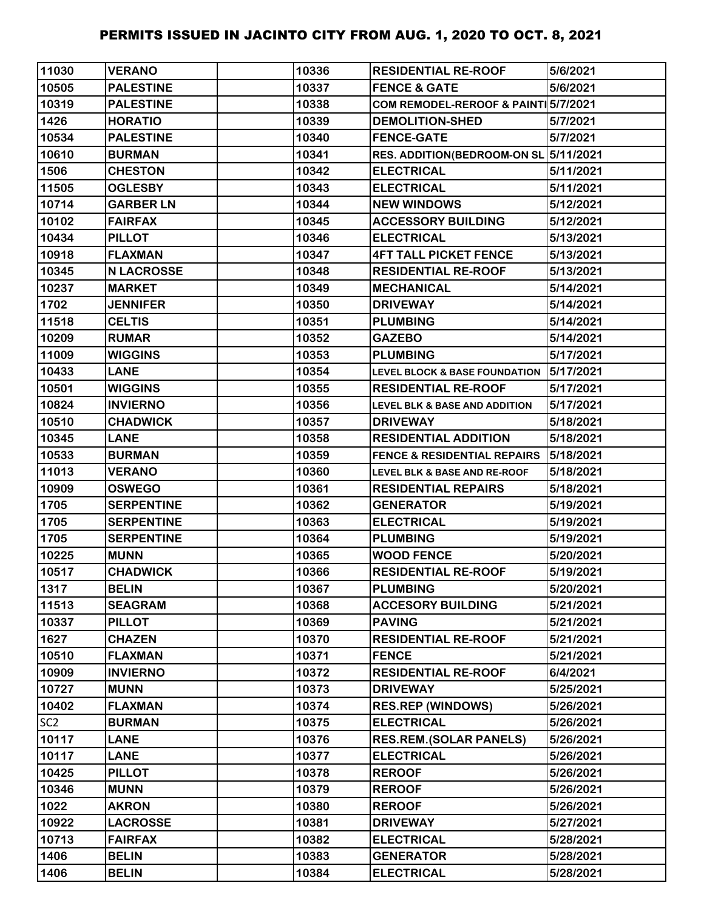# PERMITS ISSUED IN JACINTO CITY FROM AUG. 1, 2020 TO OCT. 8, 2021

| | | | | | |
|---|---|---|---|---|---|
| 11030 | VERANO | | 10336 | RESIDENTIAL RE-ROOF | 5/6/2021 |
| 10505 | PALESTINE | | 10337 | FENCE & GATE | 5/6/2021 |
| 10319 | PALESTINE | | 10338 | COM REMODEL-REROOF & PAINTI | 5/7/2021 |
| 1426 | HORATIO | | 10339 | DEMOLITION-SHED | 5/7/2021 |
| 10534 | PALESTINE | | 10340 | FENCE-GATE | 5/7/2021 |
| 10610 | BURMAN | | 10341 | RES. ADDITION(BEDROOM-ON SL | 5/11/2021 |
| 1506 | CHESTON | | 10342 | ELECTRICAL | 5/11/2021 |
| 11505 | OGLESBY | | 10343 | ELECTRICAL | 5/11/2021 |
| 10714 | GARBER LN | | 10344 | NEW WINDOWS | 5/12/2021 |
| 10102 | FAIRFAX | | 10345 | ACCESSORY BUILDING | 5/12/2021 |
| 10434 | PILLOT | | 10346 | ELECTRICAL | 5/13/2021 |
| 10918 | FLAXMAN | | 10347 | 4FT TALL PICKET FENCE | 5/13/2021 |
| 10345 | N LACROSSE | | 10348 | RESIDENTIAL RE-ROOF | 5/13/2021 |
| 10237 | MARKET | | 10349 | MECHANICAL | 5/14/2021 |
| 1702 | JENNIFER | | 10350 | DRIVEWAY | 5/14/2021 |
| 11518 | CELTIS | | 10351 | PLUMBING | 5/14/2021 |
| 10209 | RUMAR | | 10352 | GAZEBO | 5/14/2021 |
| 11009 | WIGGINS | | 10353 | PLUMBING | 5/17/2021 |
| 10433 | LANE | | 10354 | LEVEL BLOCK & BASE FOUNDATION | 5/17/2021 |
| 10501 | WIGGINS | | 10355 | RESIDENTIAL RE-ROOF | 5/17/2021 |
| 10824 | INVIERNO | | 10356 | LEVEL BLK & BASE AND ADDITION | 5/17/2021 |
| 10510 | CHADWICK | | 10357 | DRIVEWAY | 5/18/2021 |
| 10345 | LANE | | 10358 | RESIDENTIAL ADDITION | 5/18/2021 |
| 10533 | BURMAN | | 10359 | FENCE & RESIDENTIAL REPAIRS | 5/18/2021 |
| 11013 | VERANO | | 10360 | LEVEL BLK & BASE AND RE-ROOF | 5/18/2021 |
| 10909 | OSWEGO | | 10361 | RESIDENTIAL REPAIRS | 5/18/2021 |
| 1705 | SERPENTINE | | 10362 | GENERATOR | 5/19/2021 |
| 1705 | SERPENTINE | | 10363 | ELECTRICAL | 5/19/2021 |
| 1705 | SERPENTINE | | 10364 | PLUMBING | 5/19/2021 |
| 10225 | MUNN | | 10365 | WOOD FENCE | 5/20/2021 |
| 10517 | CHADWICK | | 10366 | RESIDENTIAL RE-ROOF | 5/19/2021 |
| 1317 | BELIN | | 10367 | PLUMBING | 5/20/2021 |
| 11513 | SEAGRAM | | 10368 | ACCESORY BUILDING | 5/21/2021 |
| 10337 | PILLOT | | 10369 | PAVING | 5/21/2021 |
| 1627 | CHAZEN | | 10370 | RESIDENTIAL RE-ROOF | 5/21/2021 |
| 10510 | FLAXMAN | | 10371 | FENCE | 5/21/2021 |
| 10909 | INVIERNO | | 10372 | RESIDENTIAL RE-ROOF | 6/4/2021 |
| 10727 | MUNN | | 10373 | DRIVEWAY | 5/25/2021 |
| 10402 | FLAXMAN | | 10374 | RES.REP (WINDOWS) | 5/26/2021 |
| SC2 | BURMAN | | 10375 | ELECTRICAL | 5/26/2021 |
| 10117 | LANE | | 10376 | RES.REM.(SOLAR PANELS) | 5/26/2021 |
| 10117 | LANE | | 10377 | ELECTRICAL | 5/26/2021 |
| 10425 | PILLOT | | 10378 | REROOF | 5/26/2021 |
| 10346 | MUNN | | 10379 | REROOF | 5/26/2021 |
| 1022 | AKRON | | 10380 | REROOF | 5/26/2021 |
| 10922 | LACROSSE | | 10381 | DRIVEWAY | 5/27/2021 |
| 10713 | FAIRFAX | | 10382 | ELECTRICAL | 5/28/2021 |
| 1406 | BELIN | | 10383 | GENERATOR | 5/28/2021 |
| 1406 | BELIN | | 10384 | ELECTRICAL | 5/28/2021 |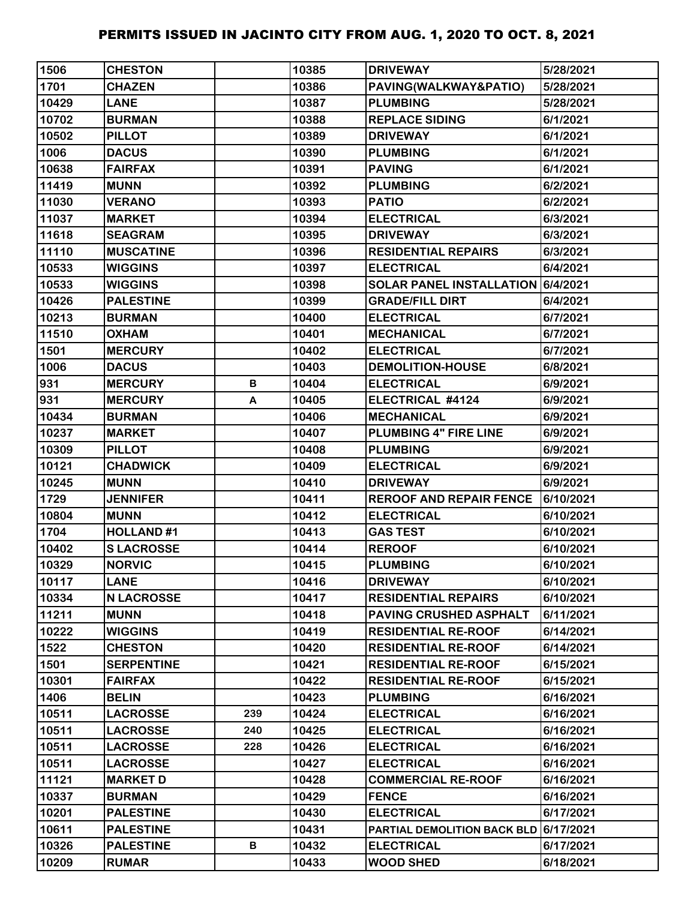# PERMITS ISSUED IN JACINTO CITY FROM AUG. 1, 2020 TO OCT. 8, 2021

| | | | | | |
|---|---|---|---|---|---|
| 1506 | CHESTON | | 10385 | DRIVEWAY | 5/28/2021 |
| 1701 | CHAZEN | | 10386 | PAVING(WALKWAY&PATIO) | 5/28/2021 |
| 10429 | LANE | | 10387 | PLUMBING | 5/28/2021 |
| 10702 | BURMAN | | 10388 | REPLACE SIDING | 6/1/2021 |
| 10502 | PILLOT | | 10389 | DRIVEWAY | 6/1/2021 |
| 1006 | DACUS | | 10390 | PLUMBING | 6/1/2021 |
| 10638 | FAIRFAX | | 10391 | PAVING | 6/1/2021 |
| 11419 | MUNN | | 10392 | PLUMBING | 6/2/2021 |
| 11030 | VERANO | | 10393 | PATIO | 6/2/2021 |
| 11037 | MARKET | | 10394 | ELECTRICAL | 6/3/2021 |
| 11618 | SEAGRAM | | 10395 | DRIVEWAY | 6/3/2021 |
| 11110 | MUSCATINE | | 10396 | RESIDENTIAL REPAIRS | 6/3/2021 |
| 10533 | WIGGINS | | 10397 | ELECTRICAL | 6/4/2021 |
| 10533 | WIGGINS | | 10398 | SOLAR PANEL INSTALLATION | 6/4/2021 |
| 10426 | PALESTINE | | 10399 | GRADE/FILL DIRT | 6/4/2021 |
| 10213 | BURMAN | | 10400 | ELECTRICAL | 6/7/2021 |
| 11510 | OXHAM | | 10401 | MECHANICAL | 6/7/2021 |
| 1501 | MERCURY | | 10402 | ELECTRICAL | 6/7/2021 |
| 1006 | DACUS | | 10403 | DEMOLITION-HOUSE | 6/8/2021 |
| 931 | MERCURY | B | 10404 | ELECTRICAL | 6/9/2021 |
| 931 | MERCURY | A | 10405 | ELECTRICAL #4124 | 6/9/2021 |
| 10434 | BURMAN | | 10406 | MECHANICAL | 6/9/2021 |
| 10237 | MARKET | | 10407 | PLUMBING 4" FIRE LINE | 6/9/2021 |
| 10309 | PILLOT | | 10408 | PLUMBING | 6/9/2021 |
| 10121 | CHADWICK | | 10409 | ELECTRICAL | 6/9/2021 |
| 10245 | MUNN | | 10410 | DRIVEWAY | 6/9/2021 |
| 1729 | JENNIFER | | 10411 | REROOF AND REPAIR FENCE | 6/10/2021 |
| 10804 | MUNN | | 10412 | ELECTRICAL | 6/10/2021 |
| 1704 | HOLLAND #1 | | 10413 | GAS TEST | 6/10/2021 |
| 10402 | S LACROSSE | | 10414 | REROOF | 6/10/2021 |
| 10329 | NORVIC | | 10415 | PLUMBING | 6/10/2021 |
| 10117 | LANE | | 10416 | DRIVEWAY | 6/10/2021 |
| 10334 | N LACROSSE | | 10417 | RESIDENTIAL REPAIRS | 6/10/2021 |
| 11211 | MUNN | | 10418 | PAVING CRUSHED ASPHALT | 6/11/2021 |
| 10222 | WIGGINS | | 10419 | RESIDENTIAL RE-ROOF | 6/14/2021 |
| 1522 | CHESTON | | 10420 | RESIDENTIAL RE-ROOF | 6/14/2021 |
| 1501 | SERPENTINE | | 10421 | RESIDENTIAL RE-ROOF | 6/15/2021 |
| 10301 | FAIRFAX | | 10422 | RESIDENTIAL RE-ROOF | 6/15/2021 |
| 1406 | BELIN | | 10423 | PLUMBING | 6/16/2021 |
| 10511 | LACROSSE | 239 | 10424 | ELECTRICAL | 6/16/2021 |
| 10511 | LACROSSE | 240 | 10425 | ELECTRICAL | 6/16/2021 |
| 10511 | LACROSSE | 228 | 10426 | ELECTRICAL | 6/16/2021 |
| 10511 | LACROSSE | | 10427 | ELECTRICAL | 6/16/2021 |
| 11121 | MARKET D | | 10428 | COMMERCIAL RE-ROOF | 6/16/2021 |
| 10337 | BURMAN | | 10429 | FENCE | 6/16/2021 |
| 10201 | PALESTINE | | 10430 | ELECTRICAL | 6/17/2021 |
| 10611 | PALESTINE | | 10431 | PARTIAL DEMOLITION BACK BLD | 6/17/2021 |
| 10326 | PALESTINE | B | 10432 | ELECTRICAL | 6/17/2021 |
| 10209 | RUMAR | | 10433 | WOOD SHED | 6/18/2021 |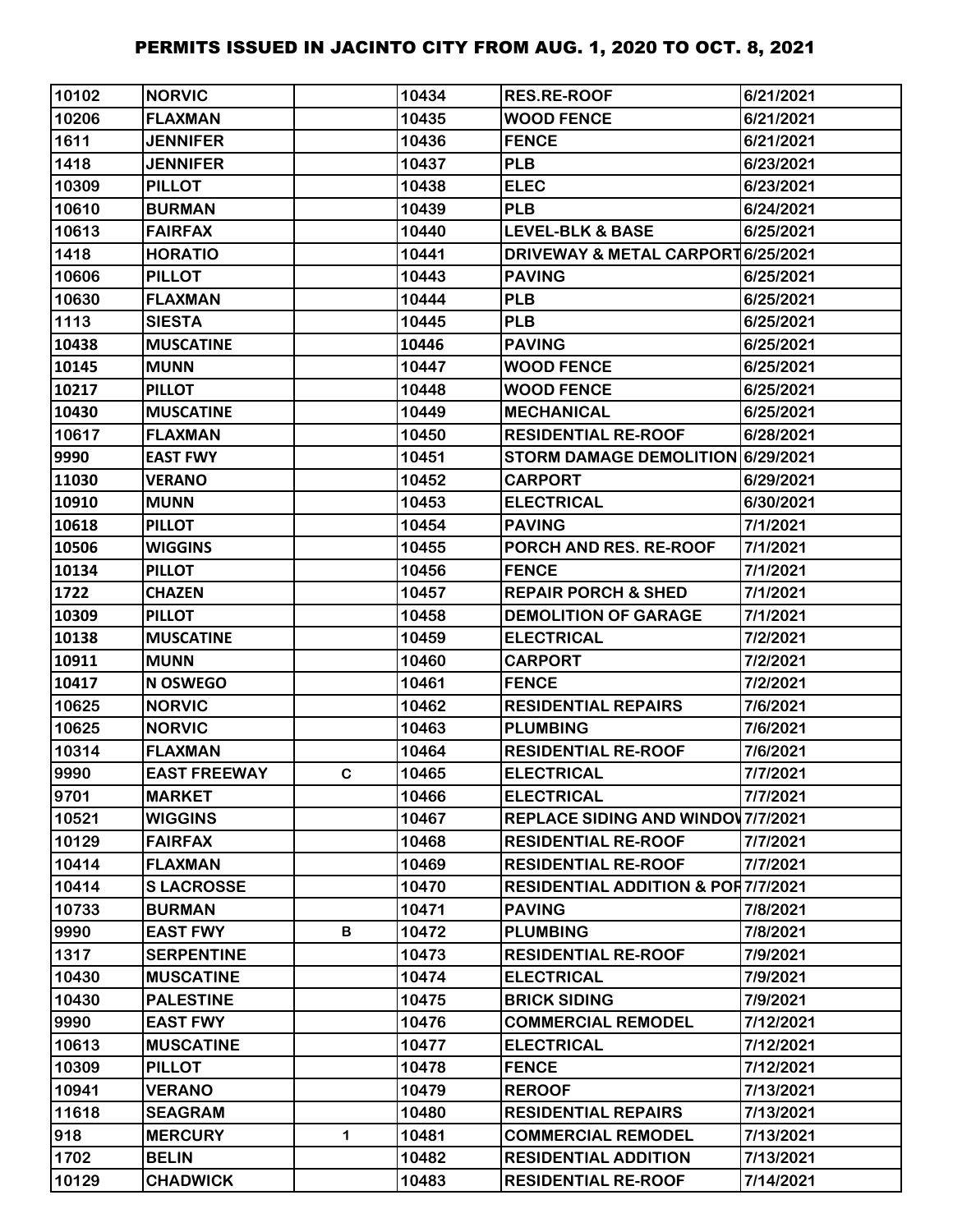# PERMITS ISSUED IN JACINTO CITY FROM AUG. 1, 2020 TO OCT. 8, 2021

| | | | | | |
|---|---|---|---|---|---|
| 10102 | NORVIC | | 10434 | RES.RE-ROOF | 6/21/2021 |
| 10206 | FLAXMAN | | 10435 | WOOD FENCE | 6/21/2021 |
| 1611 | JENNIFER | | 10436 | FENCE | 6/21/2021 |
| 1418 | JENNIFER | | 10437 | PLB | 6/23/2021 |
| 10309 | PILLOT | | 10438 | ELEC | 6/23/2021 |
| 10610 | BURMAN | | 10439 | PLB | 6/24/2021 |
| 10613 | FAIRFAX | | 10440 | LEVEL-BLK & BASE | 6/25/2021 |
| 1418 | HORATIO | | 10441 | DRIVEWAY & METAL CARPORT | 6/25/2021 |
| 10606 | PILLOT | | 10443 | PAVING | 6/25/2021 |
| 10630 | FLAXMAN | | 10444 | PLB | 6/25/2021 |
| 1113 | SIESTA | | 10445 | PLB | 6/25/2021 |
| 10438 | MUSCATINE | | 10446 | PAVING | 6/25/2021 |
| 10145 | MUNN | | 10447 | WOOD FENCE | 6/25/2021 |
| 10217 | PILLOT | | 10448 | WOOD FENCE | 6/25/2021 |
| 10430 | MUSCATINE | | 10449 | MECHANICAL | 6/25/2021 |
| 10617 | FLAXMAN | | 10450 | RESIDENTIAL RE-ROOF | 6/28/2021 |
| 9990 | EAST FWY | | 10451 | STORM DAMAGE DEMOLITION | 6/29/2021 |
| 11030 | VERANO | | 10452 | CARPORT | 6/29/2021 |
| 10910 | MUNN | | 10453 | ELECTRICAL | 6/30/2021 |
| 10618 | PILLOT | | 10454 | PAVING | 7/1/2021 |
| 10506 | WIGGINS | | 10455 | PORCH AND RES. RE-ROOF | 7/1/2021 |
| 10134 | PILLOT | | 10456 | FENCE | 7/1/2021 |
| 1722 | CHAZEN | | 10457 | REPAIR PORCH & SHED | 7/1/2021 |
| 10309 | PILLOT | | 10458 | DEMOLITION OF GARAGE | 7/1/2021 |
| 10138 | MUSCATINE | | 10459 | ELECTRICAL | 7/2/2021 |
| 10911 | MUNN | | 10460 | CARPORT | 7/2/2021 |
| 10417 | N OSWEGO | | 10461 | FENCE | 7/2/2021 |
| 10625 | NORVIC | | 10462 | RESIDENTIAL REPAIRS | 7/6/2021 |
| 10625 | NORVIC | | 10463 | PLUMBING | 7/6/2021 |
| 10314 | FLAXMAN | | 10464 | RESIDENTIAL RE-ROOF | 7/6/2021 |
| 9990 | EAST FREEWAY | C | 10465 | ELECTRICAL | 7/7/2021 |
| 9701 | MARKET | | 10466 | ELECTRICAL | 7/7/2021 |
| 10521 | WIGGINS | | 10467 | REPLACE SIDING AND WINDOW | 7/7/2021 |
| 10129 | FAIRFAX | | 10468 | RESIDENTIAL RE-ROOF | 7/7/2021 |
| 10414 | FLAXMAN | | 10469 | RESIDENTIAL RE-ROOF | 7/7/2021 |
| 10414 | S LACROSSE | | 10470 | RESIDENTIAL ADDITION & POR | 7/7/2021 |
| 10733 | BURMAN | | 10471 | PAVING | 7/8/2021 |
| 9990 | EAST FWY | B | 10472 | PLUMBING | 7/8/2021 |
| 1317 | SERPENTINE | | 10473 | RESIDENTIAL RE-ROOF | 7/9/2021 |
| 10430 | MUSCATINE | | 10474 | ELECTRICAL | 7/9/2021 |
| 10430 | PALESTINE | | 10475 | BRICK SIDING | 7/9/2021 |
| 9990 | EAST FWY | | 10476 | COMMERCIAL REMODEL | 7/12/2021 |
| 10613 | MUSCATINE | | 10477 | ELECTRICAL | 7/12/2021 |
| 10309 | PILLOT | | 10478 | FENCE | 7/12/2021 |
| 10941 | VERANO | | 10479 | REROOF | 7/13/2021 |
| 11618 | SEAGRAM | | 10480 | RESIDENTIAL REPAIRS | 7/13/2021 |
| 918 | MERCURY | 1 | 10481 | COMMERCIAL REMODEL | 7/13/2021 |
| 1702 | BELIN | | 10482 | RESIDENTIAL ADDITION | 7/13/2021 |
| 10129 | CHADWICK | | 10483 | RESIDENTIAL RE-ROOF | 7/14/2021 |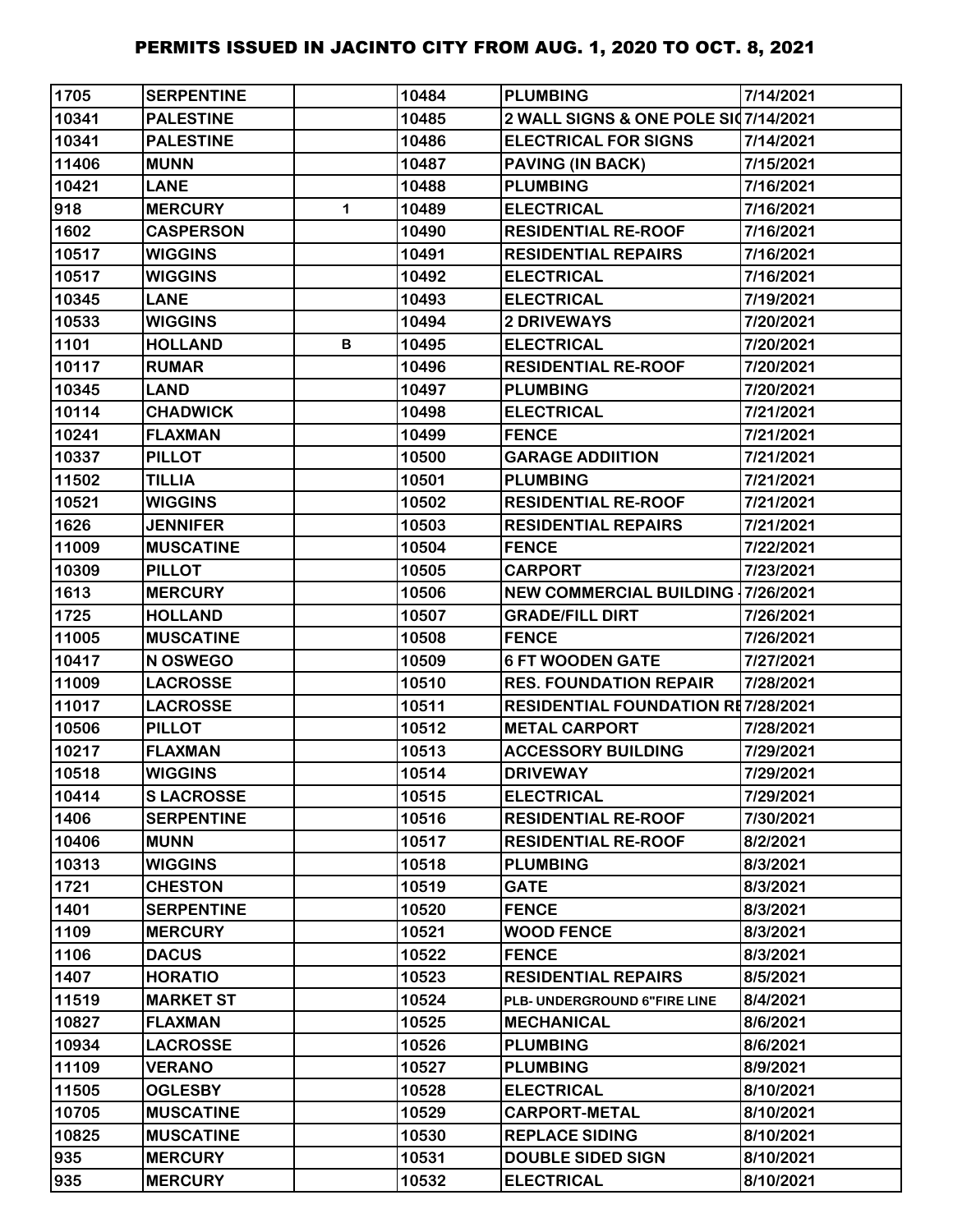# PERMITS ISSUED IN JACINTO CITY FROM AUG. 1, 2020 TO OCT. 8, 2021

| | | | | | |
|---|---|---|---|---|---|
| 1705 | SERPENTINE | | 10484 | PLUMBING | 7/14/2021 |
| 10341 | PALESTINE | | 10485 | 2 WALL SIGNS & ONE POLE SIG | 7/14/2021 |
| 10341 | PALESTINE | | 10486 | ELECTRICAL FOR SIGNS | 7/14/2021 |
| 11406 | MUNN | | 10487 | PAVING (IN BACK) | 7/15/2021 |
| 10421 | LANE | | 10488 | PLUMBING | 7/16/2021 |
| 918 | MERCURY | 1 | 10489 | ELECTRICAL | 7/16/2021 |
| 1602 | CASPERSON | | 10490 | RESIDENTIAL RE-ROOF | 7/16/2021 |
| 10517 | WIGGINS | | 10491 | RESIDENTIAL REPAIRS | 7/16/2021 |
| 10517 | WIGGINS | | 10492 | ELECTRICAL | 7/16/2021 |
| 10345 | LANE | | 10493 | ELECTRICAL | 7/19/2021 |
| 10533 | WIGGINS | | 10494 | 2 DRIVEWAYS | 7/20/2021 |
| 1101 | HOLLAND | B | 10495 | ELECTRICAL | 7/20/2021 |
| 10117 | RUMAR | | 10496 | RESIDENTIAL RE-ROOF | 7/20/2021 |
| 10345 | LAND | | 10497 | PLUMBING | 7/20/2021 |
| 10114 | CHADWICK | | 10498 | ELECTRICAL | 7/21/2021 |
| 10241 | FLAXMAN | | 10499 | FENCE | 7/21/2021 |
| 10337 | PILLOT | | 10500 | GARAGE ADDIITION | 7/21/2021 |
| 11502 | TILLIA | | 10501 | PLUMBING | 7/21/2021 |
| 10521 | WIGGINS | | 10502 | RESIDENTIAL RE-ROOF | 7/21/2021 |
| 1626 | JENNIFER | | 10503 | RESIDENTIAL REPAIRS | 7/21/2021 |
| 11009 | MUSCATINE | | 10504 | FENCE | 7/22/2021 |
| 10309 | PILLOT | | 10505 | CARPORT | 7/23/2021 |
| 1613 | MERCURY | | 10506 | NEW COMMERCIAL BUILDING - | 7/26/2021 |
| 1725 | HOLLAND | | 10507 | GRADE/FILL DIRT | 7/26/2021 |
| 11005 | MUSCATINE | | 10508 | FENCE | 7/26/2021 |
| 10417 | N OSWEGO | | 10509 | 6 FT WOODEN GATE | 7/27/2021 |
| 11009 | LACROSSE | | 10510 | RES. FOUNDATION REPAIR | 7/28/2021 |
| 11017 | LACROSSE | | 10511 | RESIDENTIAL FOUNDATION RE | 7/28/2021 |
| 10506 | PILLOT | | 10512 | METAL CARPORT | 7/28/2021 |
| 10217 | FLAXMAN | | 10513 | ACCESSORY BUILDING | 7/29/2021 |
| 10518 | WIGGINS | | 10514 | DRIVEWAY | 7/29/2021 |
| 10414 | S LACROSSE | | 10515 | ELECTRICAL | 7/29/2021 |
| 1406 | SERPENTINE | | 10516 | RESIDENTIAL RE-ROOF | 7/30/2021 |
| 10406 | MUNN | | 10517 | RESIDENTIAL RE-ROOF | 8/2/2021 |
| 10313 | WIGGINS | | 10518 | PLUMBING | 8/3/2021 |
| 1721 | CHESTON | | 10519 | GATE | 8/3/2021 |
| 1401 | SERPENTINE | | 10520 | FENCE | 8/3/2021 |
| 1109 | MERCURY | | 10521 | WOOD FENCE | 8/3/2021 |
| 1106 | DACUS | | 10522 | FENCE | 8/3/2021 |
| 1407 | HORATIO | | 10523 | RESIDENTIAL REPAIRS | 8/5/2021 |
| 11519 | MARKET ST | | 10524 | PLB- UNDERGROUND 6"FIRE LINE | 8/4/2021 |
| 10827 | FLAXMAN | | 10525 | MECHANICAL | 8/6/2021 |
| 10934 | LACROSSE | | 10526 | PLUMBING | 8/6/2021 |
| 11109 | VERANO | | 10527 | PLUMBING | 8/9/2021 |
| 11505 | OGLESBY | | 10528 | ELECTRICAL | 8/10/2021 |
| 10705 | MUSCATINE | | 10529 | CARPORT-METAL | 8/10/2021 |
| 10825 | MUSCATINE | | 10530 | REPLACE SIDING | 8/10/2021 |
| 935 | MERCURY | | 10531 | DOUBLE SIDED SIGN | 8/10/2021 |
| 935 | MERCURY | | 10532 | ELECTRICAL | 8/10/2021 |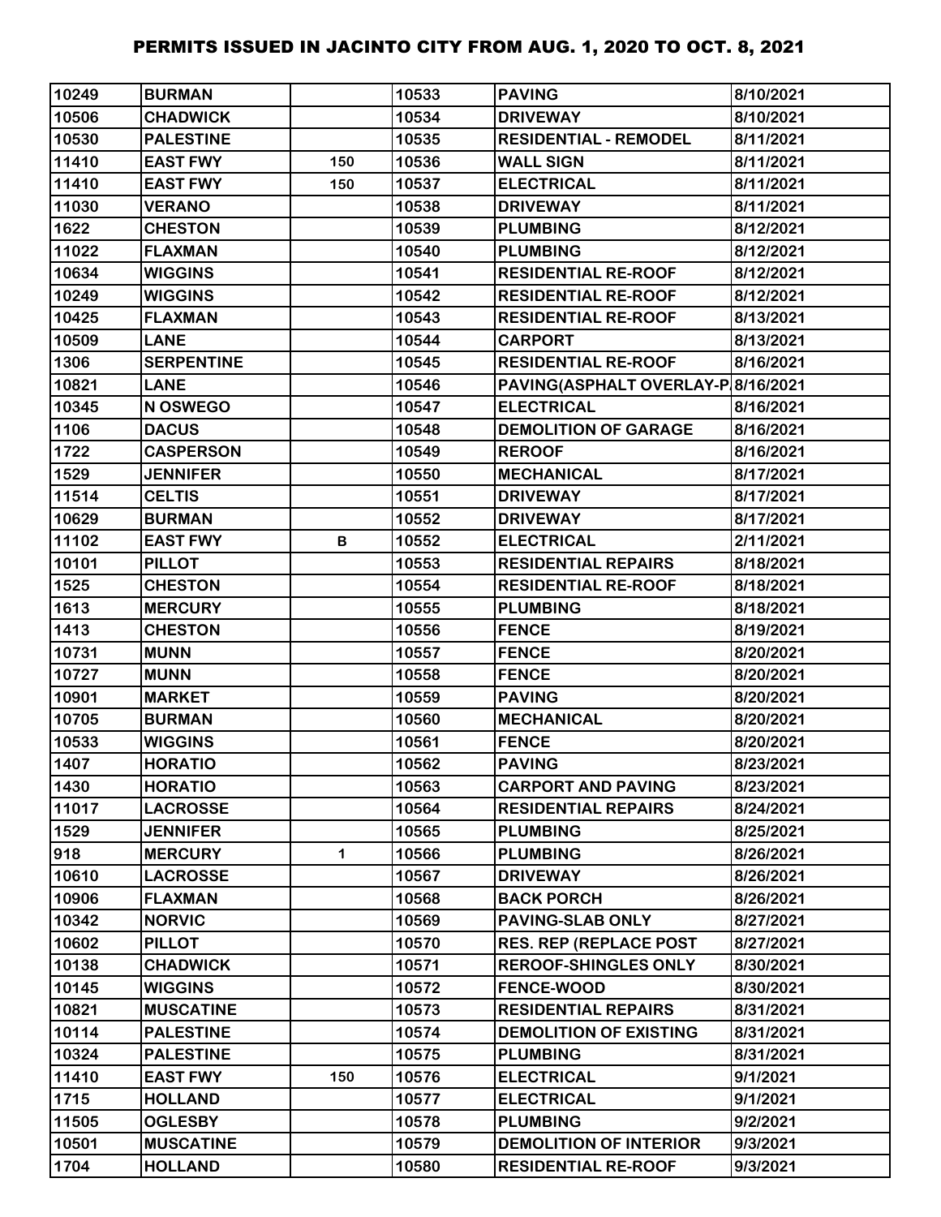# PERMITS ISSUED IN JACINTO CITY FROM AUG. 1, 2020 TO OCT. 8, 2021

| | | | | | |
|---|---|---|---|---|---|
| 10249 | BURMAN | | 10533 | PAVING | 8/10/2021 |
| 10506 | CHADWICK | | 10534 | DRIVEWAY | 8/10/2021 |
| 10530 | PALESTINE | | 10535 | RESIDENTIAL - REMODEL | 8/11/2021 |
| 11410 | EAST FWY | 150 | 10536 | WALL SIGN | 8/11/2021 |
| 11410 | EAST FWY | 150 | 10537 | ELECTRICAL | 8/11/2021 |
| 11030 | VERANO | | 10538 | DRIVEWAY | 8/11/2021 |
| 1622 | CHESTON | | 10539 | PLUMBING | 8/12/2021 |
| 11022 | FLAXMAN | | 10540 | PLUMBING | 8/12/2021 |
| 10634 | WIGGINS | | 10541 | RESIDENTIAL RE-ROOF | 8/12/2021 |
| 10249 | WIGGINS | | 10542 | RESIDENTIAL RE-ROOF | 8/12/2021 |
| 10425 | FLAXMAN | | 10543 | RESIDENTIAL RE-ROOF | 8/13/2021 |
| 10509 | LANE | | 10544 | CARPORT | 8/13/2021 |
| 1306 | SERPENTINE | | 10545 | RESIDENTIAL RE-ROOF | 8/16/2021 |
| 10821 | LANE | | 10546 | PAVING(ASPHALT OVERLAY-P | 8/16/2021 |
| 10345 | N OSWEGO | | 10547 | ELECTRICAL | 8/16/2021 |
| 1106 | DACUS | | 10548 | DEMOLITION OF GARAGE | 8/16/2021 |
| 1722 | CASPERSON | | 10549 | REROOF | 8/16/2021 |
| 1529 | JENNIFER | | 10550 | MECHANICAL | 8/17/2021 |
| 11514 | CELTIS | | 10551 | DRIVEWAY | 8/17/2021 |
| 10629 | BURMAN | | 10552 | DRIVEWAY | 8/17/2021 |
| 11102 | EAST FWY | B | 10552 | ELECTRICAL | 2/11/2021 |
| 10101 | PILLOT | | 10553 | RESIDENTIAL REPAIRS | 8/18/2021 |
| 1525 | CHESTON | | 10554 | RESIDENTIAL RE-ROOF | 8/18/2021 |
| 1613 | MERCURY | | 10555 | PLUMBING | 8/18/2021 |
| 1413 | CHESTON | | 10556 | FENCE | 8/19/2021 |
| 10731 | MUNN | | 10557 | FENCE | 8/20/2021 |
| 10727 | MUNN | | 10558 | FENCE | 8/20/2021 |
| 10901 | MARKET | | 10559 | PAVING | 8/20/2021 |
| 10705 | BURMAN | | 10560 | MECHANICAL | 8/20/2021 |
| 10533 | WIGGINS | | 10561 | FENCE | 8/20/2021 |
| 1407 | HORATIO | | 10562 | PAVING | 8/23/2021 |
| 1430 | HORATIO | | 10563 | CARPORT AND PAVING | 8/23/2021 |
| 11017 | LACROSSE | | 10564 | RESIDENTIAL REPAIRS | 8/24/2021 |
| 1529 | JENNIFER | | 10565 | PLUMBING | 8/25/2021 |
| 918 | MERCURY | 1 | 10566 | PLUMBING | 8/26/2021 |
| 10610 | LACROSSE | | 10567 | DRIVEWAY | 8/26/2021 |
| 10906 | FLAXMAN | | 10568 | BACK PORCH | 8/26/2021 |
| 10342 | NORVIC | | 10569 | PAVING-SLAB ONLY | 8/27/2021 |
| 10602 | PILLOT | | 10570 | RES. REP (REPLACE POST | 8/27/2021 |
| 10138 | CHADWICK | | 10571 | REROOF-SHINGLES ONLY | 8/30/2021 |
| 10145 | WIGGINS | | 10572 | FENCE-WOOD | 8/30/2021 |
| 10821 | MUSCATINE | | 10573 | RESIDENTIAL REPAIRS | 8/31/2021 |
| 10114 | PALESTINE | | 10574 | DEMOLITION OF EXISTING | 8/31/2021 |
| 10324 | PALESTINE | | 10575 | PLUMBING | 8/31/2021 |
| 11410 | EAST FWY | 150 | 10576 | ELECTRICAL | 9/1/2021 |
| 1715 | HOLLAND | | 10577 | ELECTRICAL | 9/1/2021 |
| 11505 | OGLESBY | | 10578 | PLUMBING | 9/2/2021 |
| 10501 | MUSCATINE | | 10579 | DEMOLITION OF INTERIOR | 9/3/2021 |
| 1704 | HOLLAND | | 10580 | RESIDENTIAL RE-ROOF | 9/3/2021 |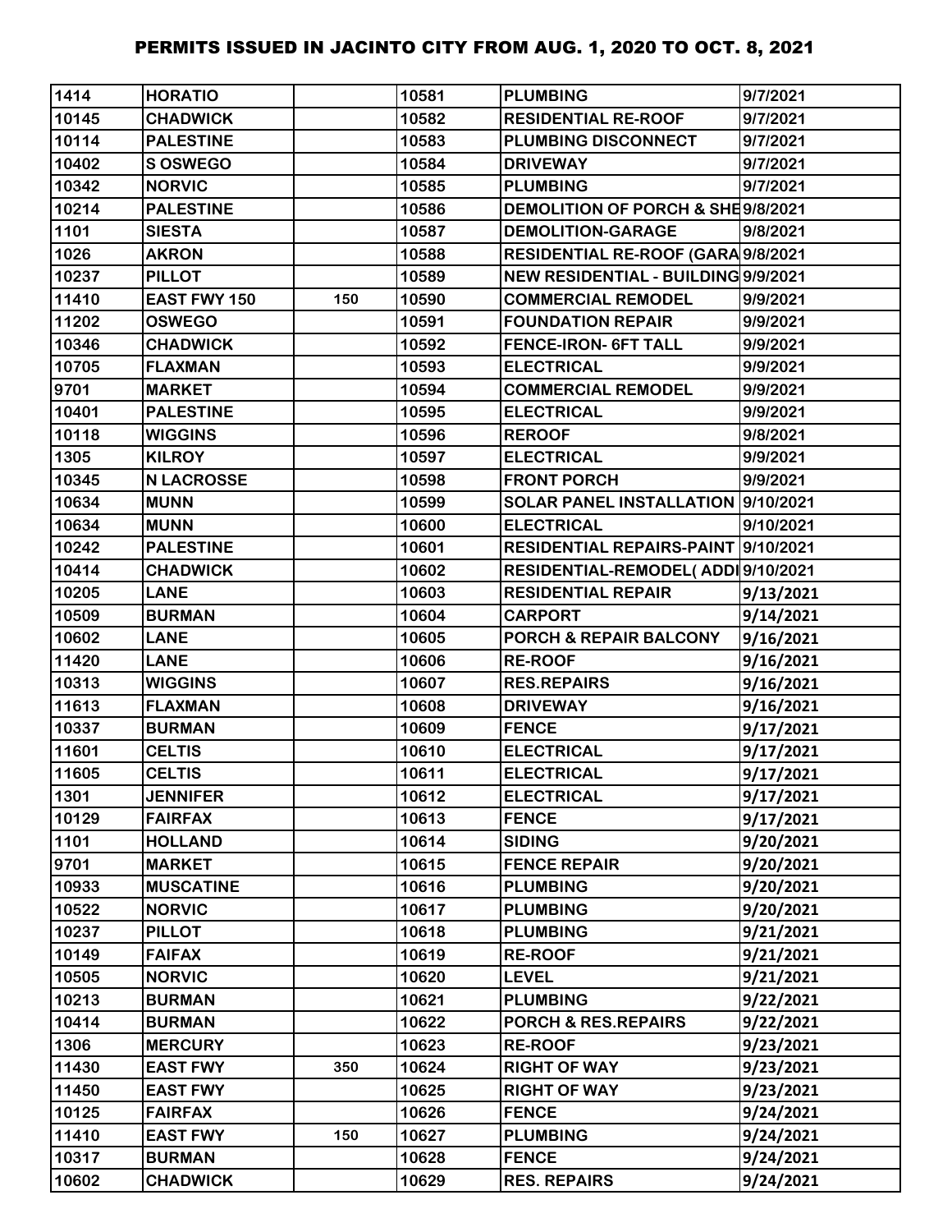# PERMITS ISSUED IN JACINTO CITY FROM AUG. 1, 2020 TO OCT. 8, 2021

| | | | | | |
|---|---|---|---|---|---|
| 1414 | HORATIO | | 10581 | PLUMBING | 9/7/2021 |
| 10145 | CHADWICK | | 10582 | RESIDENTIAL RE-ROOF | 9/7/2021 |
| 10114 | PALESTINE | | 10583 | PLUMBING DISCONNECT | 9/7/2021 |
| 10402 | S OSWEGO | | 10584 | DRIVEWAY | 9/7/2021 |
| 10342 | NORVIC | | 10585 | PLUMBING | 9/7/2021 |
| 10214 | PALESTINE | | 10586 | DEMOLITION OF PORCH & SHE | 9/8/2021 |
| 1101 | SIESTA | | 10587 | DEMOLITION-GARAGE | 9/8/2021 |
| 1026 | AKRON | | 10588 | RESIDENTIAL RE-ROOF (GARA | 9/8/2021 |
| 10237 | PILLOT | | 10589 | NEW RESIDENTIAL - BUILDING | 9/9/2021 |
| 11410 | EAST FWY 150 | 150 | 10590 | COMMERCIAL REMODEL | 9/9/2021 |
| 11202 | OSWEGO | | 10591 | FOUNDATION REPAIR | 9/9/2021 |
| 10346 | CHADWICK | | 10592 | FENCE-IRON- 6FT TALL | 9/9/2021 |
| 10705 | FLAXMAN | | 10593 | ELECTRICAL | 9/9/2021 |
| 9701 | MARKET | | 10594 | COMMERCIAL REMODEL | 9/9/2021 |
| 10401 | PALESTINE | | 10595 | ELECTRICAL | 9/9/2021 |
| 10118 | WIGGINS | | 10596 | REROOF | 9/8/2021 |
| 1305 | KILROY | | 10597 | ELECTRICAL | 9/9/2021 |
| 10345 | N LACROSSE | | 10598 | FRONT PORCH | 9/9/2021 |
| 10634 | MUNN | | 10599 | SOLAR PANEL INSTALLATION | 9/10/2021 |
| 10634 | MUNN | | 10600 | ELECTRICAL | 9/10/2021 |
| 10242 | PALESTINE | | 10601 | RESIDENTIAL REPAIRS-PAINT | 9/10/2021 |
| 10414 | CHADWICK | | 10602 | RESIDENTIAL-REMODEL( ADDI | 9/10/2021 |
| 10205 | LANE | | 10603 | RESIDENTIAL REPAIR | 9/13/2021 |
| 10509 | BURMAN | | 10604 | CARPORT | 9/14/2021 |
| 10602 | LANE | | 10605 | PORCH & REPAIR BALCONY | 9/16/2021 |
| 11420 | LANE | | 10606 | RE-ROOF | 9/16/2021 |
| 10313 | WIGGINS | | 10607 | RES.REPAIRS | 9/16/2021 |
| 11613 | FLAXMAN | | 10608 | DRIVEWAY | 9/16/2021 |
| 10337 | BURMAN | | 10609 | FENCE | 9/17/2021 |
| 11601 | CELTIS | | 10610 | ELECTRICAL | 9/17/2021 |
| 11605 | CELTIS | | 10611 | ELECTRICAL | 9/17/2021 |
| 1301 | JENNIFER | | 10612 | ELECTRICAL | 9/17/2021 |
| 10129 | FAIRFAX | | 10613 | FENCE | 9/17/2021 |
| 1101 | HOLLAND | | 10614 | SIDING | 9/20/2021 |
| 9701 | MARKET | | 10615 | FENCE REPAIR | 9/20/2021 |
| 10933 | MUSCATINE | | 10616 | PLUMBING | 9/20/2021 |
| 10522 | NORVIC | | 10617 | PLUMBING | 9/20/2021 |
| 10237 | PILLOT | | 10618 | PLUMBING | 9/21/2021 |
| 10149 | FAIFAX | | 10619 | RE-ROOF | 9/21/2021 |
| 10505 | NORVIC | | 10620 | LEVEL | 9/21/2021 |
| 10213 | BURMAN | | 10621 | PLUMBING | 9/22/2021 |
| 10414 | BURMAN | | 10622 | PORCH & RES.REPAIRS | 9/22/2021 |
| 1306 | MERCURY | | 10623 | RE-ROOF | 9/23/2021 |
| 11430 | EAST FWY | 350 | 10624 | RIGHT OF WAY | 9/23/2021 |
| 11450 | EAST FWY | | 10625 | RIGHT OF WAY | 9/23/2021 |
| 10125 | FAIRFAX | | 10626 | FENCE | 9/24/2021 |
| 11410 | EAST FWY | 150 | 10627 | PLUMBING | 9/24/2021 |
| 10317 | BURMAN | | 10628 | FENCE | 9/24/2021 |
| 10602 | CHADWICK | | 10629 | RES. REPAIRS | 9/24/2021 |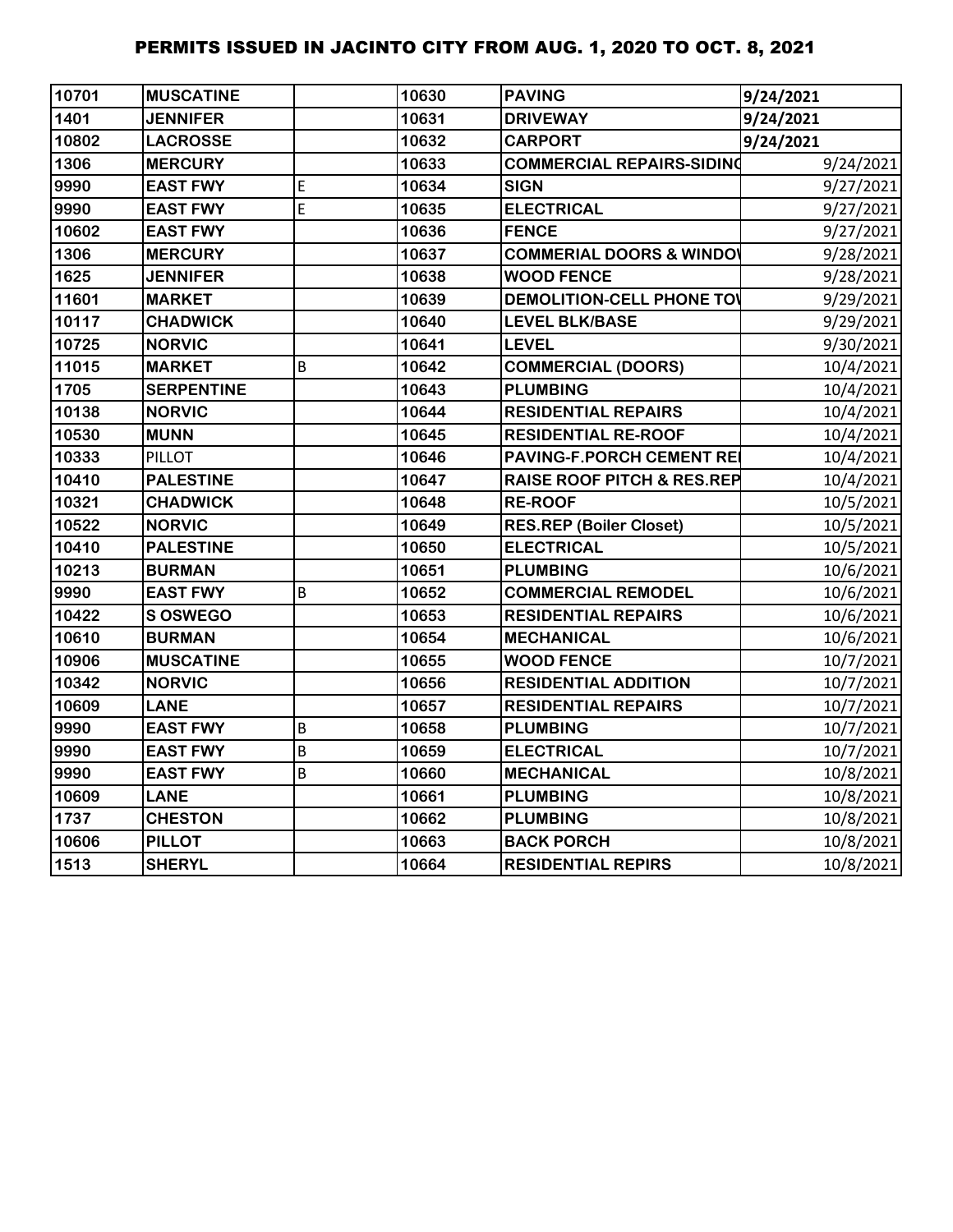| | | | | | |
|---|---|---|---|---|---|
| 10701 | MUSCATINE | | 10630 | PAVING | 9/24/2021 |
| 1401 | JENNIFER | | 10631 | DRIVEWAY | 9/24/2021 |
| 10802 | LACROSSE | | 10632 | CARPORT | 9/24/2021 |
| 1306 | MERCURY | | 10633 | COMMERCIAL REPAIRS-SIDING | 9/24/2021 |
| 9990 | EAST FWY | E | 10634 | SIGN | 9/27/2021 |
| 9990 | EAST FWY | E | 10635 | ELECTRICAL | 9/27/2021 |
| 10602 | EAST FWY | | 10636 | FENCE | 9/27/2021 |
| 1306 | MERCURY | | 10637 | COMMERIAL DOORS & WINDOW | 9/28/2021 |
| 1625 | JENNIFER | | 10638 | WOOD FENCE | 9/28/2021 |
| 11601 | MARKET | | 10639 | DEMOLITION-CELL PHONE TOW | 9/29/2021 |
| 10117 | CHADWICK | | 10640 | LEVEL BLK/BASE | 9/29/2021 |
| 10725 | NORVIC | | 10641 | LEVEL | 9/30/2021 |
| 11015 | MARKET | B | 10642 | COMMERCIAL (DOORS) | 10/4/2021 |
| 1705 | SERPENTINE | | 10643 | PLUMBING | 10/4/2021 |
| 10138 | NORVIC | | 10644 | RESIDENTIAL REPAIRS | 10/4/2021 |
| 10530 | MUNN | | 10645 | RESIDENTIAL RE-ROOF | 10/4/2021 |
| 10333 | PILLOT | | 10646 | PAVING-F.PORCH CEMENT REI | 10/4/2021 |
| 10410 | PALESTINE | | 10647 | RAISE ROOF PITCH & RES.REP | 10/4/2021 |
| 10321 | CHADWICK | | 10648 | RE-ROOF | 10/5/2021 |
| 10522 | NORVIC | | 10649 | RES.REP (Boiler Closet) | 10/5/2021 |
| 10410 | PALESTINE | | 10650 | ELECTRICAL | 10/5/2021 |
| 10213 | BURMAN | | 10651 | PLUMBING | 10/6/2021 |
| 9990 | EAST FWY | B | 10652 | COMMERCIAL REMODEL | 10/6/2021 |
| 10422 | S OSWEGO | | 10653 | RESIDENTIAL REPAIRS | 10/6/2021 |
| 10610 | BURMAN | | 10654 | MECHANICAL | 10/6/2021 |
| 10906 | MUSCATINE | | 10655 | WOOD FENCE | 10/7/2021 |
| 10342 | NORVIC | | 10656 | RESIDENTIAL ADDITION | 10/7/2021 |
| 10609 | LANE | | 10657 | RESIDENTIAL REPAIRS | 10/7/2021 |
| 9990 | EAST FWY | B | 10658 | PLUMBING | 10/7/2021 |
| 9990 | EAST FWY | B | 10659 | ELECTRICAL | 10/7/2021 |
| 9990 | EAST FWY | B | 10660 | MECHANICAL | 10/8/2021 |
| 10609 | LANE | | 10661 | PLUMBING | 10/8/2021 |
| 1737 | CHESTON | | 10662 | PLUMBING | 10/8/2021 |
| 10606 | PILLOT | | 10663 | BACK PORCH | 10/8/2021 |
| 1513 | SHERYL | | 10664 | RESIDENTIAL REPIRS | 10/8/2021 |